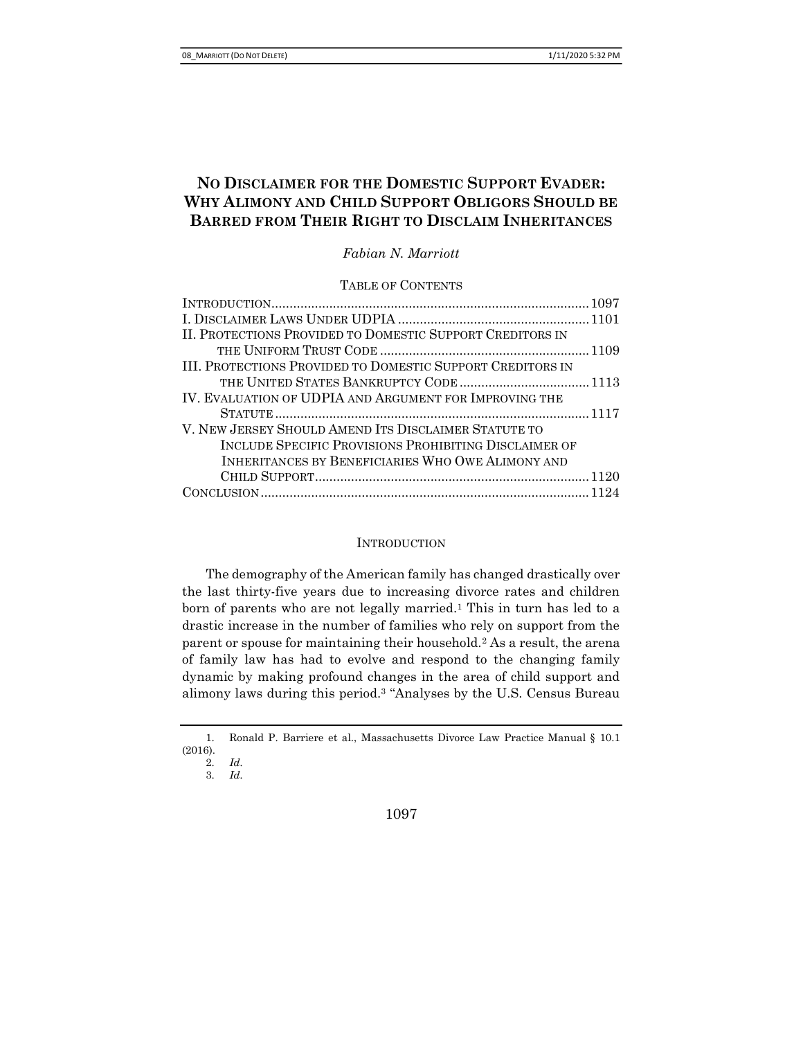# NO DISCLAIMER FOR THE DOMESTIC SUPPORT EVADER: WHY ALIMONY AND CHILD SUPPORT OBLIGORS SHOULD BE BARRED FROM THEIR RIGHT TO DISCLAIM INHERITANCES

*Fabian N. Marriott*

TABLE OF CONTENTS

| | |
|---|---|
| INTRODUCTION | 1097 |
| I. DISCLAIMER LAWS UNDER UDPIA | 1101 |
| II. PROTECTIONS PROVIDED TO DOMESTIC SUPPORT CREDITORS IN THE UNIFORM TRUST CODE | 1109 |
| III. PROTECTIONS PROVIDED TO DOMESTIC SUPPORT CREDITORS IN THE UNITED STATES BANKRUPTCY CODE | 1113 |
| IV. EVALUATION OF UDPIA AND ARGUMENT FOR IMPROVING THE STATUTE | 1117 |
| V. NEW JERSEY SHOULD AMEND ITS DISCLAIMER STATUTE TO INCLUDE SPECIFIC PROVISIONS PROHIBITING DISCLAIMER OF INHERITANCES BY BENEFICIARIES WHO OWE ALIMONY AND CHILD SUPPORT | 1120 |
| CONCLUSION | 1124 |

## INTRODUCTION

The demography of the American family has changed drastically over the last thirty-five years due to increasing divorce rates and children born of parents who are not legally married.[1] This in turn has led to a drastic increase in the number of families who rely on support from the parent or spouse for maintaining their household.[2] As a result, the arena of family law has had to evolve and respond to the changing family dynamic by making profound changes in the area of child support and alimony laws during this period.[3] "Analyses by the U.S. Census Bureau

---

1. Ronald P. Barriere et al., Massachusetts Divorce Law Practice Manual § 10.1 (2016).
2. *Id.*
3. *Id.*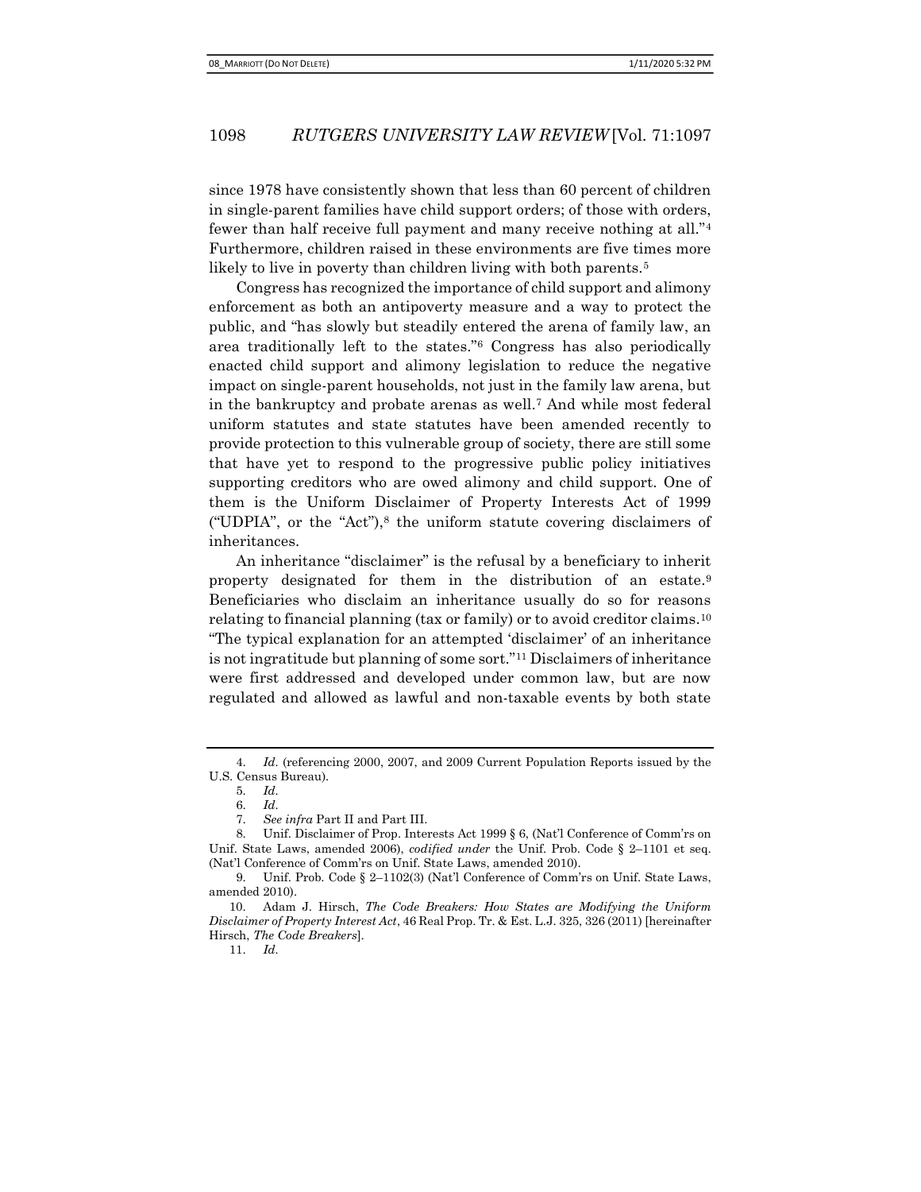since 1978 have consistently shown that less than 60 percent of children in single-parent families have child support orders; of those with orders, fewer than half receive full payment and many receive nothing at all."[4] Furthermore, children raised in these environments are five times more likely to live in poverty than children living with both parents.[5]

Congress has recognized the importance of child support and alimony enforcement as both an antipoverty measure and a way to protect the public, and "has slowly but steadily entered the arena of family law, an area traditionally left to the states."[6] Congress has also periodically enacted child support and alimony legislation to reduce the negative impact on single-parent households, not just in the family law arena, but in the bankruptcy and probate arenas as well.[7] And while most federal uniform statutes and state statutes have been amended recently to provide protection to this vulnerable group of society, there are still some that have yet to respond to the progressive public policy initiatives supporting creditors who are owed alimony and child support. One of them is the Uniform Disclaimer of Property Interests Act of 1999 ("UDPIA", or the "Act"),[8] the uniform statute covering disclaimers of inheritances.

An inheritance "disclaimer" is the refusal by a beneficiary to inherit property designated for them in the distribution of an estate.[9] Beneficiaries who disclaim an inheritance usually do so for reasons relating to financial planning (tax or family) or to avoid creditor claims.[10] "The typical explanation for an attempted 'disclaimer' of an inheritance is not ingratitude but planning of some sort."[11] Disclaimers of inheritance were first addressed and developed under common law, but are now regulated and allowed as lawful and non-taxable events by both state

---

4. *Id.* (referencing 2000, 2007, and 2009 Current Population Reports issued by the U.S. Census Bureau).

5. *Id.*

6. *Id.*

7. *See infra* Part II and Part III.

8. Unif. Disclaimer of Prop. Interests Act 1999 § 6, (Nat'l Conference of Comm'rs on Unif. State Laws, amended 2006), *codified under* the Unif. Prob. Code § 2–1101 et seq. (Nat'l Conference of Comm'rs on Unif. State Laws, amended 2010).

9. Unif. Prob. Code § 2–1102(3) (Nat'l Conference of Comm'rs on Unif. State Laws, amended 2010).

10. Adam J. Hirsch, *The Code Breakers: How States are Modifying the Uniform Disclaimer of Property Interest Act*, 46 Real Prop. Tr. & Est. L.J. 325, 326 (2011) [hereinafter Hirsch, *The Code Breakers*].

11. *Id.*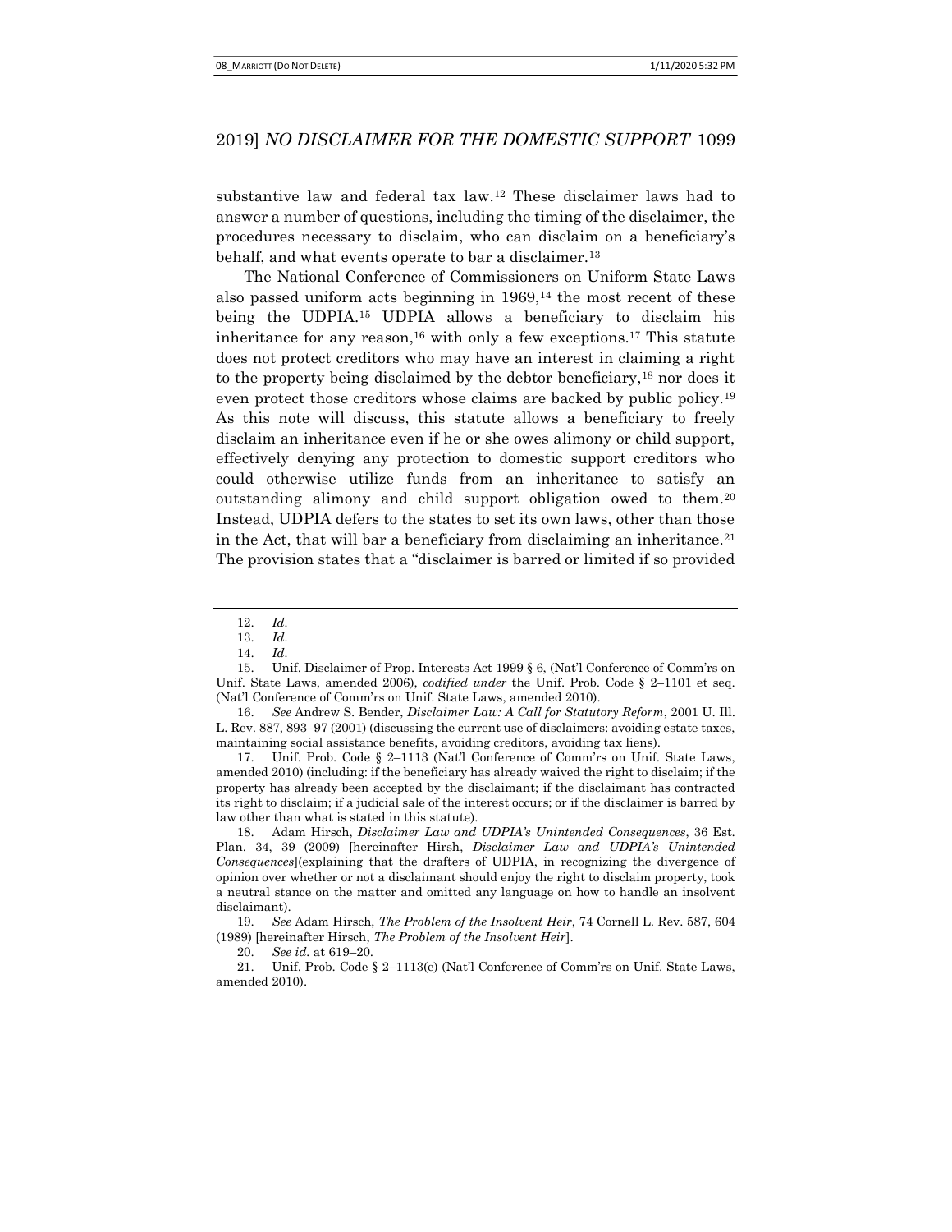substantive law and federal tax law.[12] These disclaimer laws had to answer a number of questions, including the timing of the disclaimer, the procedures necessary to disclaim, who can disclaim on a beneficiary's behalf, and what events operate to bar a disclaimer.[13]

The National Conference of Commissioners on Uniform State Laws also passed uniform acts beginning in 1969,[14] the most recent of these being the UDPIA.[15] UDPIA allows a beneficiary to disclaim his inheritance for any reason,[16] with only a few exceptions.[17] This statute does not protect creditors who may have an interest in claiming a right to the property being disclaimed by the debtor beneficiary,[18] nor does it even protect those creditors whose claims are backed by public policy.[19] As this note will discuss, this statute allows a beneficiary to freely disclaim an inheritance even if he or she owes alimony or child support, effectively denying any protection to domestic support creditors who could otherwise utilize funds from an inheritance to satisfy an outstanding alimony and child support obligation owed to them.[20] Instead, UDPIA defers to the states to set its own laws, other than those in the Act, that will bar a beneficiary from disclaiming an inheritance.[21] The provision states that a "disclaimer is barred or limited if so provided

---

12. *Id.*

13. *Id.*

14. *Id.*

15. Unif. Disclaimer of Prop. Interests Act 1999 § 6, (Nat'l Conference of Comm'rs on Unif. State Laws, amended 2006), *codified under* the Unif. Prob. Code § 2–1101 et seq. (Nat'l Conference of Comm'rs on Unif. State Laws, amended 2010).

16. *See* Andrew S. Bender, *Disclaimer Law: A Call for Statutory Reform*, 2001 U. Ill. L. Rev. 887, 893–97 (2001) (discussing the current use of disclaimers: avoiding estate taxes, maintaining social assistance benefits, avoiding creditors, avoiding tax liens).

17. Unif. Prob. Code § 2–1113 (Nat'l Conference of Comm'rs on Unif. State Laws, amended 2010) (including: if the beneficiary has already waived the right to disclaim; if the property has already been accepted by the disclaimant; if the disclaimant has contracted its right to disclaim; if a judicial sale of the interest occurs; or if the disclaimer is barred by law other than what is stated in this statute).

18. Adam Hirsch, *Disclaimer Law and UDPIA's Unintended Consequences*, 36 Est. Plan. 34, 39 (2009) [hereinafter Hirsh, *Disclaimer Law and UDPIA's Unintended Consequences*](explaining that the drafters of UDPIA, in recognizing the divergence of opinion over whether or not a disclaimant should enjoy the right to disclaim property, took a neutral stance on the matter and omitted any language on how to handle an insolvent disclaimant).

19. *See* Adam Hirsch, *The Problem of the Insolvent Heir*, 74 Cornell L. Rev. 587, 604 (1989) [hereinafter Hirsch, *The Problem of the Insolvent Heir*].

20. *See id.* at 619–20.

21. Unif. Prob. Code § 2–1113(e) (Nat'l Conference of Comm'rs on Unif. State Laws, amended 2010).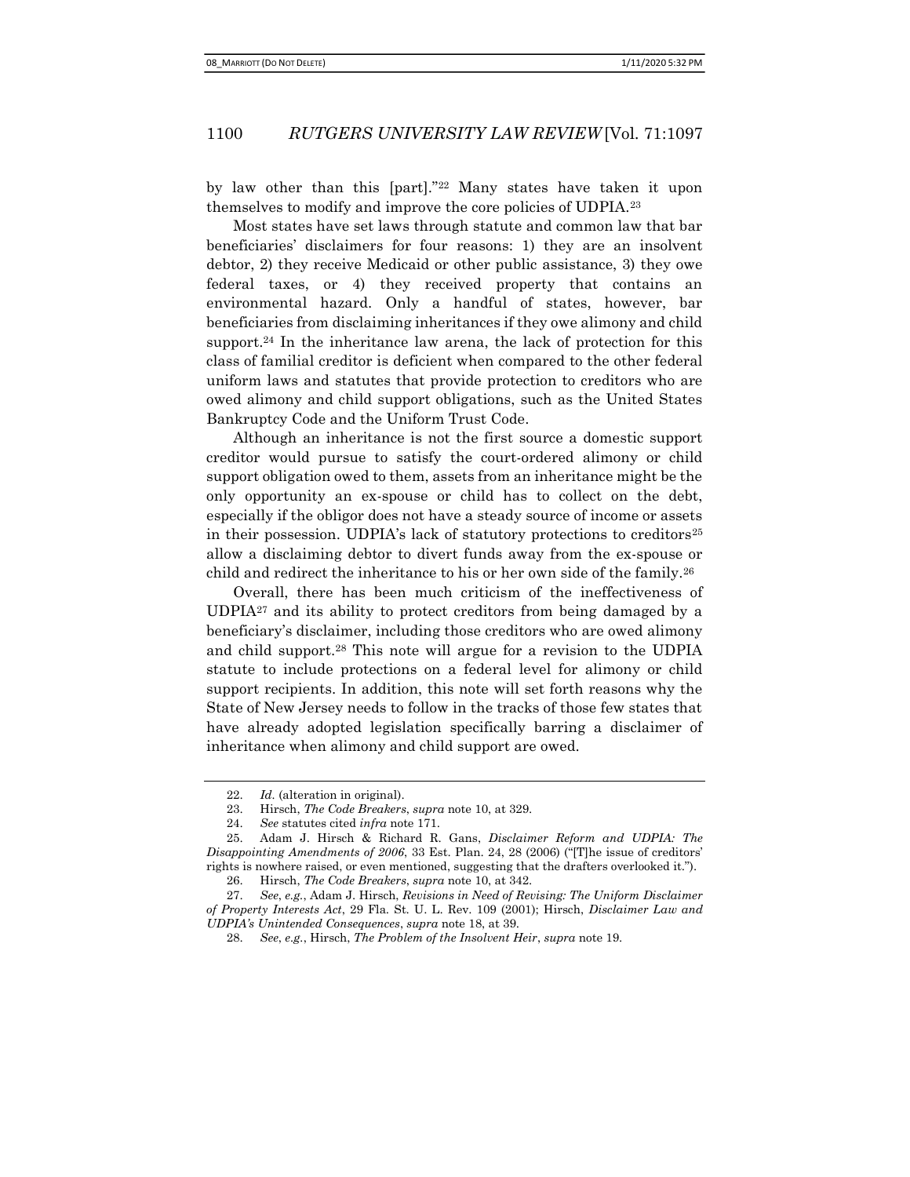by law other than this [part]."[22] Many states have taken it upon themselves to modify and improve the core policies of UDPIA.[23]

Most states have set laws through statute and common law that bar beneficiaries' disclaimers for four reasons: 1) they are an insolvent debtor, 2) they receive Medicaid or other public assistance, 3) they owe federal taxes, or 4) they received property that contains an environmental hazard. Only a handful of states, however, bar beneficiaries from disclaiming inheritances if they owe alimony and child support.[24] In the inheritance law arena, the lack of protection for this class of familial creditor is deficient when compared to the other federal uniform laws and statutes that provide protection to creditors who are owed alimony and child support obligations, such as the United States Bankruptcy Code and the Uniform Trust Code.

Although an inheritance is not the first source a domestic support creditor would pursue to satisfy the court-ordered alimony or child support obligation owed to them, assets from an inheritance might be the only opportunity an ex-spouse or child has to collect on the debt, especially if the obligor does not have a steady source of income or assets in their possession. UDPIA's lack of statutory protections to creditors[25] allow a disclaiming debtor to divert funds away from the ex-spouse or child and redirect the inheritance to his or her own side of the family.[26]

Overall, there has been much criticism of the ineffectiveness of UDPIA[27] and its ability to protect creditors from being damaged by a beneficiary's disclaimer, including those creditors who are owed alimony and child support.[28] This note will argue for a revision to the UDPIA statute to include protections on a federal level for alimony or child support recipients. In addition, this note will set forth reasons why the State of New Jersey needs to follow in the tracks of those few states that have already adopted legislation specifically barring a disclaimer of inheritance when alimony and child support are owed.

---

22. *Id.* (alteration in original).

23. Hirsch, *The Code Breakers*, *supra* note 10, at 329.

24. *See* statutes cited *infra* note 171.

25. Adam J. Hirsch & Richard R. Gans, *Disclaimer Reform and UDPIA: The Disappointing Amendments of 2006*, 33 Est. Plan. 24, 28 (2006) ("[T]he issue of creditors' rights is nowhere raised, or even mentioned, suggesting that the drafters overlooked it.").

26. Hirsch, *The Code Breakers*, *supra* note 10, at 342.

27. *See, e.g.*, Adam J. Hirsch, *Revisions in Need of Revising: The Uniform Disclaimer of Property Interests Act*, 29 Fla. St. U. L. Rev. 109 (2001); Hirsch, *Disclaimer Law and UDPIA's Unintended Consequences*, *supra* note 18, at 39.

28. *See, e.g.*, Hirsch, *The Problem of the Insolvent Heir*, *supra* note 19.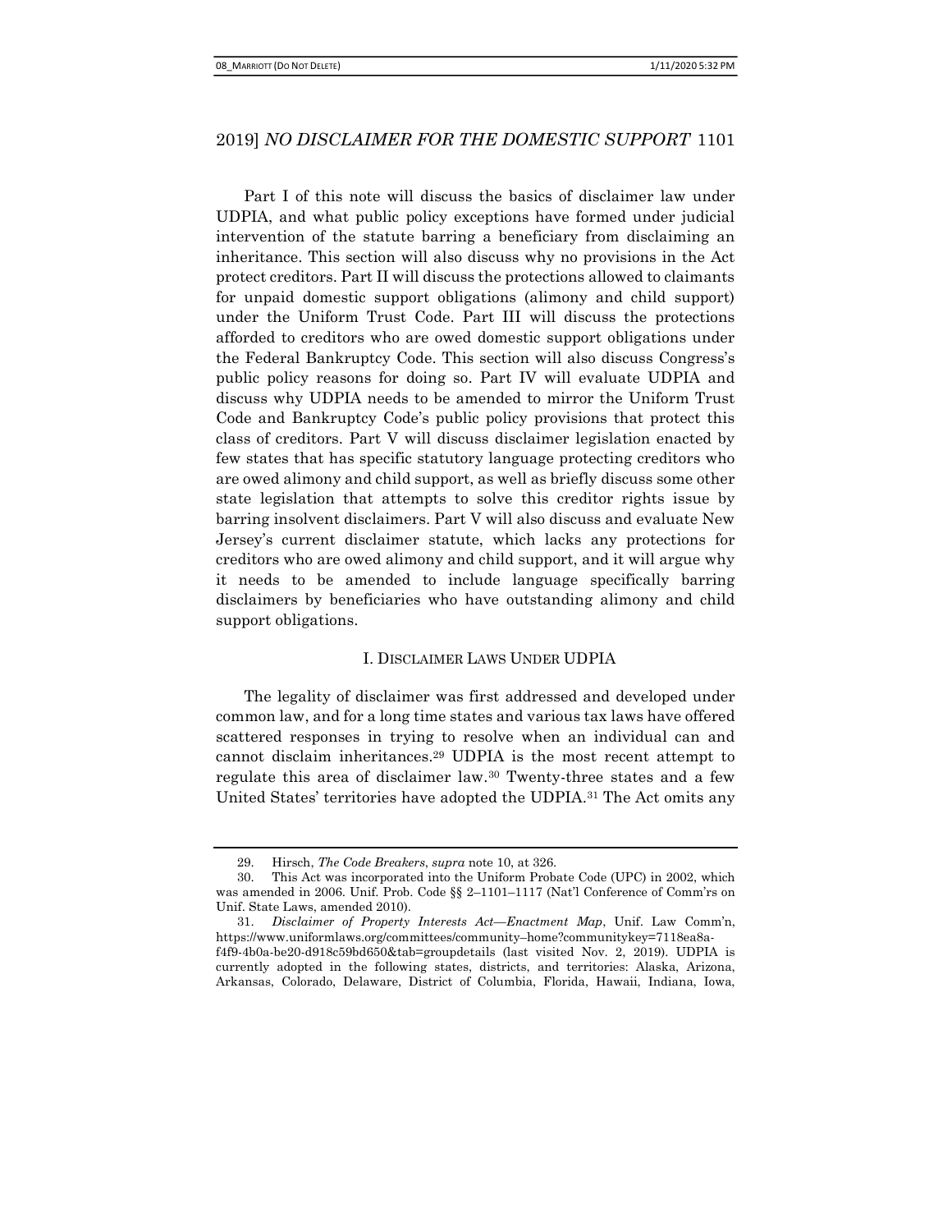Part I of this note will discuss the basics of disclaimer law under UDPIA, and what public policy exceptions have formed under judicial intervention of the statute barring a beneficiary from disclaiming an inheritance. This section will also discuss why no provisions in the Act protect creditors. Part II will discuss the protections allowed to claimants for unpaid domestic support obligations (alimony and child support) under the Uniform Trust Code. Part III will discuss the protections afforded to creditors who are owed domestic support obligations under the Federal Bankruptcy Code. This section will also discuss Congress's public policy reasons for doing so. Part IV will evaluate UDPIA and discuss why UDPIA needs to be amended to mirror the Uniform Trust Code and Bankruptcy Code's public policy provisions that protect this class of creditors. Part V will discuss disclaimer legislation enacted by few states that has specific statutory language protecting creditors who are owed alimony and child support, as well as briefly discuss some other state legislation that attempts to solve this creditor rights issue by barring insolvent disclaimers. Part V will also discuss and evaluate New Jersey's current disclaimer statute, which lacks any protections for creditors who are owed alimony and child support, and it will argue why it needs to be amended to include language specifically barring disclaimers by beneficiaries who have outstanding alimony and child support obligations.

## I. Disclaimer Laws Under UDPIA

The legality of disclaimer was first addressed and developed under common law, and for a long time states and various tax laws have offered scattered responses in trying to resolve when an individual can and cannot disclaim inheritances.[29] UDPIA is the most recent attempt to regulate this area of disclaimer law.[30] Twenty-three states and a few United States' territories have adopted the UDPIA.[31] The Act omits any

---

29. Hirsch, *The Code Breakers*, *supra* note 10, at 326.

30. This Act was incorporated into the Uniform Probate Code (UPC) in 2002, which was amended in 2006. Unif. Prob. Code §§ 2–1101–1117 (Nat'l Conference of Comm'rs on Unif. State Laws, amended 2010).

31. *Disclaimer of Property Interests Act—Enactment Map*, Unif. Law Comm'n, https://www.uniformlaws.org/committees/community–home?communitykey=7118ea8a-f4f9-4b0a-be20-d918c59bd650&tab=groupdetails (last visited Nov. 2, 2019). UDPIA is currently adopted in the following states, districts, and territories: Alaska, Arizona, Arkansas, Colorado, Delaware, District of Columbia, Florida, Hawaii, Indiana, Iowa,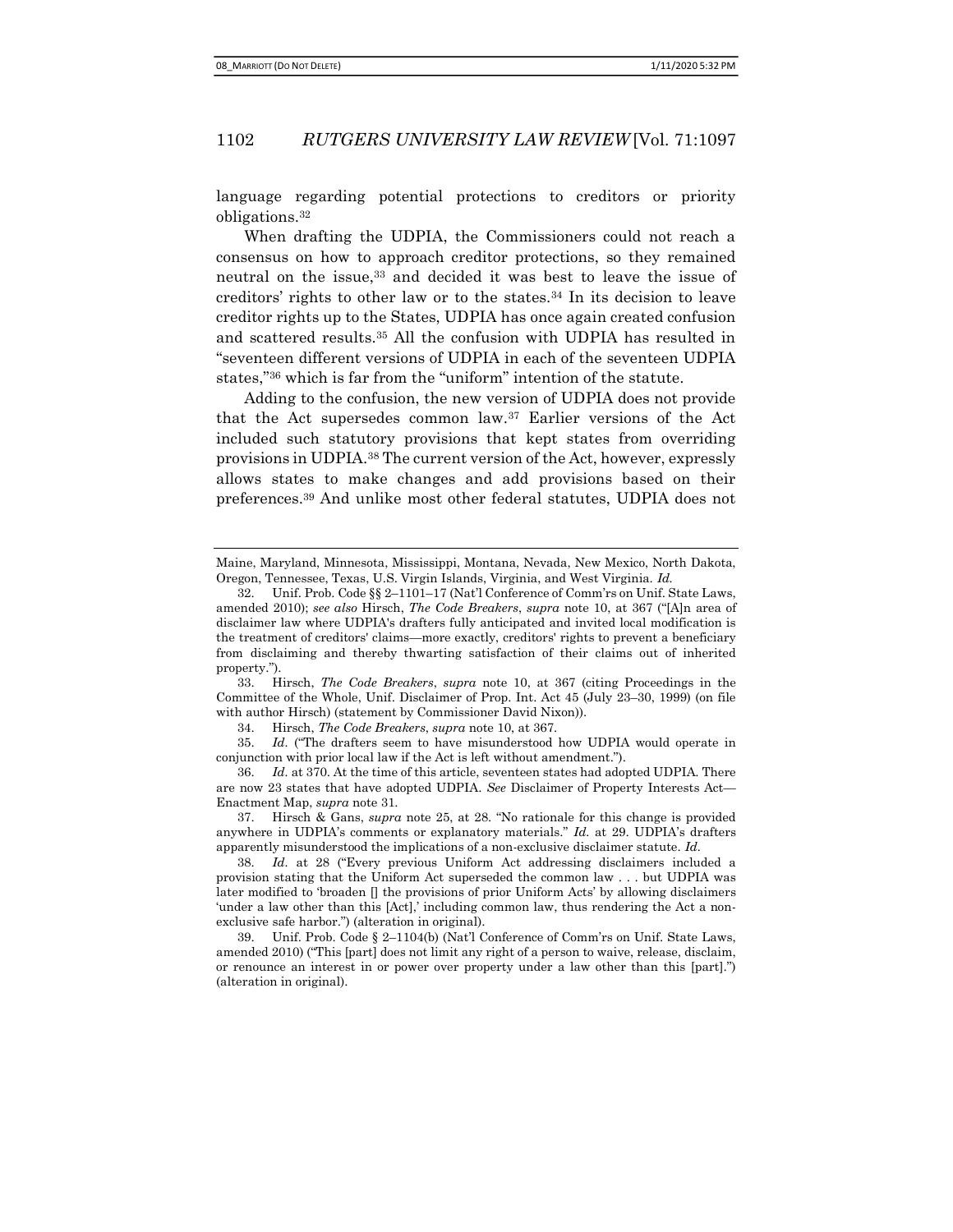language regarding potential protections to creditors or priority obligations.[32]

When drafting the UDPIA, the Commissioners could not reach a consensus on how to approach creditor protections, so they remained neutral on the issue,[33] and decided it was best to leave the issue of creditors' rights to other law or to the states.[34] In its decision to leave creditor rights up to the States, UDPIA has once again created confusion and scattered results.[35] All the confusion with UDPIA has resulted in "seventeen different versions of UDPIA in each of the seventeen UDPIA states,"[36] which is far from the "uniform" intention of the statute.

Adding to the confusion, the new version of UDPIA does not provide that the Act supersedes common law.[37] Earlier versions of the Act included such statutory provisions that kept states from overriding provisions in UDPIA.[38] The current version of the Act, however, expressly allows states to make changes and add provisions based on their preferences.[39] And unlike most other federal statutes, UDPIA does not

---

Maine, Maryland, Minnesota, Mississippi, Montana, Nevada, New Mexico, North Dakota, Oregon, Tennessee, Texas, U.S. Virgin Islands, Virginia, and West Virginia. *Id.*

32. Unif. Prob. Code §§ 2–1101–17 (Nat'l Conference of Comm'rs on Unif. State Laws, amended 2010); *see also* Hirsch, *The Code Breakers*, *supra* note 10, at 367 ("[A]n area of disclaimer law where UDPIA's drafters fully anticipated and invited local modification is the treatment of creditors' claims—more exactly, creditors' rights to prevent a beneficiary from disclaiming and thereby thwarting satisfaction of their claims out of inherited property.").

33. Hirsch, *The Code Breakers*, *supra* note 10, at 367 (citing Proceedings in the Committee of the Whole, Unif. Disclaimer of Prop. Int. Act 45 (July 23–30, 1999) (on file with author Hirsch) (statement by Commissioner David Nixon)).

34. Hirsch, *The Code Breakers*, *supra* note 10, at 367.

35. *Id.* ("The drafters seem to have misunderstood how UDPIA would operate in conjunction with prior local law if the Act is left without amendment.").

36. *Id.* at 370. At the time of this article, seventeen states had adopted UDPIA. There are now 23 states that have adopted UDPIA. *See* Disclaimer of Property Interests Act—Enactment Map, *supra* note 31.

37. Hirsch & Gans, *supra* note 25, at 28. "No rationale for this change is provided anywhere in UDPIA's comments or explanatory materials." *Id.* at 29. UDPIA's drafters apparently misunderstood the implications of a non-exclusive disclaimer statute. *Id.*

38. *Id.* at 28 ("Every previous Uniform Act addressing disclaimers included a provision stating that the Uniform Act superseded the common law . . . but UDPIA was later modified to 'broaden [] the provisions of prior Uniform Acts' by allowing disclaimers 'under a law other than this [Act],' including common law, thus rendering the Act a non-exclusive safe harbor.") (alteration in original).

39. Unif. Prob. Code § 2–1104(b) (Nat'l Conference of Comm'rs on Unif. State Laws, amended 2010) ("This [part] does not limit any right of a person to waive, release, disclaim, or renounce an interest in or power over property under a law other than this [part].") (alteration in original).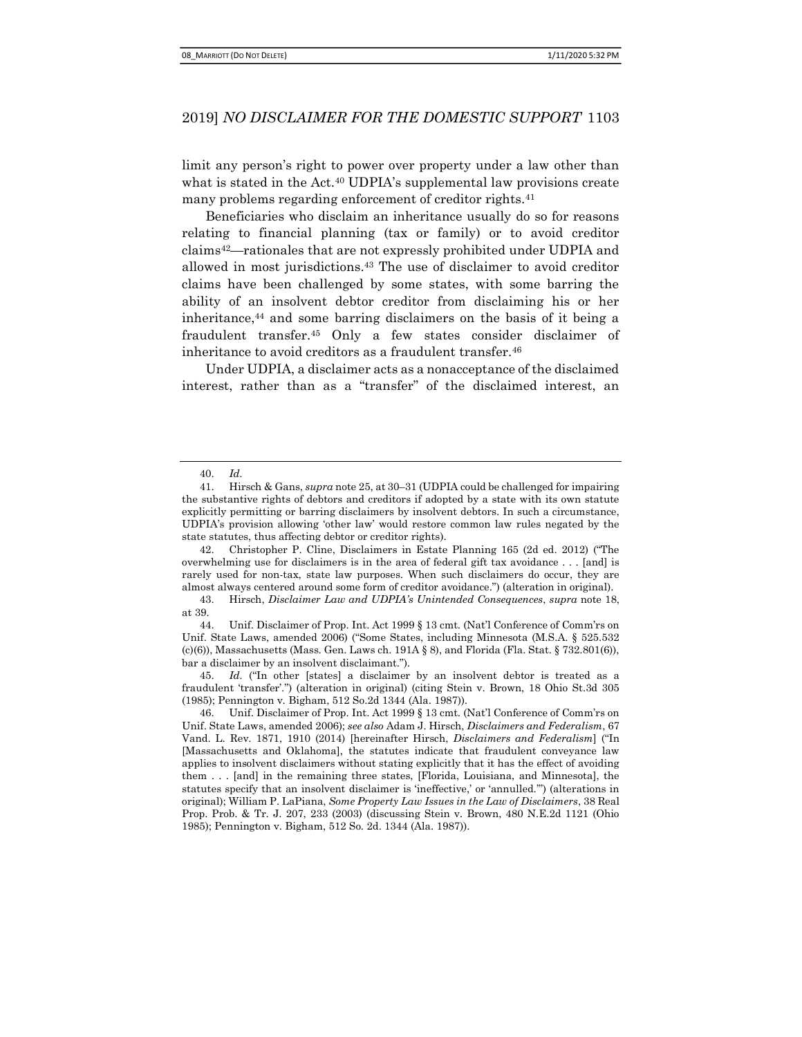limit any person's right to power over property under a law other than what is stated in the Act.[40] UDPIA's supplemental law provisions create many problems regarding enforcement of creditor rights.[41]

Beneficiaries who disclaim an inheritance usually do so for reasons relating to financial planning (tax or family) or to avoid creditor claims[42]—rationales that are not expressly prohibited under UDPIA and allowed in most jurisdictions.[43] The use of disclaimer to avoid creditor claims have been challenged by some states, with some barring the ability of an insolvent debtor creditor from disclaiming his or her inheritance,[44] and some barring disclaimers on the basis of it being a fraudulent transfer.[45] Only a few states consider disclaimer of inheritance to avoid creditors as a fraudulent transfer.[46]

Under UDPIA, a disclaimer acts as a nonacceptance of the disclaimed interest, rather than as a "transfer" of the disclaimed interest, an

---

40. *Id.*

41. Hirsch & Gans, *supra* note 25, at 30–31 (UDPIA could be challenged for impairing the substantive rights of debtors and creditors if adopted by a state with its own statute explicitly permitting or barring disclaimers by insolvent debtors. In such a circumstance, UDPIA's provision allowing 'other law' would restore common law rules negated by the state statutes, thus affecting debtor or creditor rights).

42. Christopher P. Cline, Disclaimers in Estate Planning 165 (2d ed. 2012) ("The overwhelming use for disclaimers is in the area of federal gift tax avoidance . . . [and] is rarely used for non-tax, state law purposes. When such disclaimers do occur, they are almost always centered around some form of creditor avoidance.") (alteration in original).

43. Hirsch, *Disclaimer Law and UDPIA's Unintended Consequences*, *supra* note 18, at 39.

44. Unif. Disclaimer of Prop. Int. Act 1999 § 13 cmt. (Nat'l Conference of Comm'rs on Unif. State Laws, amended 2006) ("Some States, including Minnesota (M.S.A. § 525.532 (c)(6)), Massachusetts (Mass. Gen. Laws ch. 191A § 8), and Florida (Fla. Stat. § 732.801(6)), bar a disclaimer by an insolvent disclaimant.").

45. *Id.* ("In other [states] a disclaimer by an insolvent debtor is treated as a fraudulent 'transfer'.") (alteration in original) (citing Stein v. Brown, 18 Ohio St.3d 305 (1985); Pennington v. Bigham, 512 So.2d 1344 (Ala. 1987)).

46. Unif. Disclaimer of Prop. Int. Act 1999 § 13 cmt. (Nat'l Conference of Comm'rs on Unif. State Laws, amended 2006); *see also* Adam J. Hirsch, *Disclaimers and Federalism*, 67 Vand. L. Rev. 1871, 1910 (2014) [hereinafter Hirsch, *Disclaimers and Federalism*] ("In [Massachusetts and Oklahoma], the statutes indicate that fraudulent conveyance law applies to insolvent disclaimers without stating explicitly that it has the effect of avoiding them . . . [and] in the remaining three states, [Florida, Louisiana, and Minnesota], the statutes specify that an insolvent disclaimer is 'ineffective,' or 'annulled.'") (alterations in original); William P. LaPiana, *Some Property Law Issues in the Law of Disclaimers*, 38 Real Prop. Prob. & Tr. J. 207, 233 (2003) (discussing Stein v. Brown, 480 N.E.2d 1121 (Ohio 1985); Pennington v. Bigham, 512 So. 2d. 1344 (Ala. 1987)).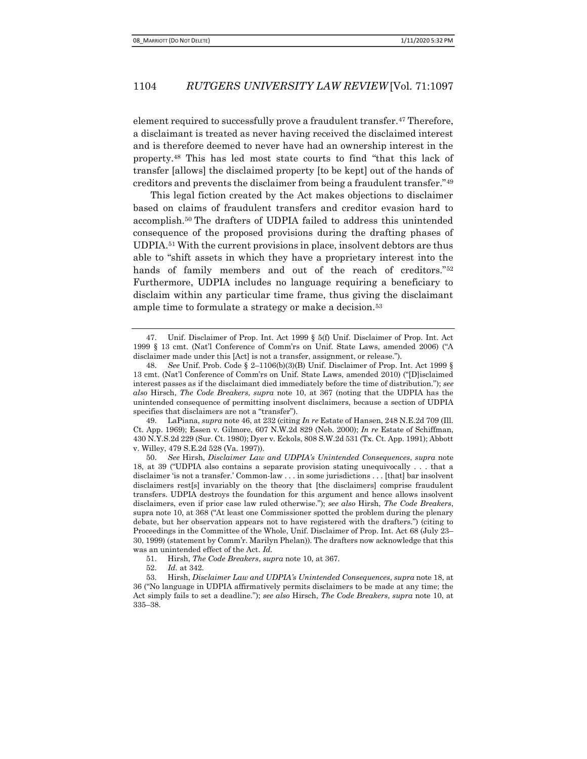element required to successfully prove a fraudulent transfer.[47] Therefore, a disclaimant is treated as never having received the disclaimed interest and is therefore deemed to never have had an ownership interest in the property.[48] This has led most state courts to find "that this lack of transfer [allows] the disclaimed property [to be kept] out of the hands of creditors and prevents the disclaimer from being a fraudulent transfer."[49]

This legal fiction created by the Act makes objections to disclaimer based on claims of fraudulent transfers and creditor evasion hard to accomplish.[50] The drafters of UDPIA failed to address this unintended consequence of the proposed provisions during the drafting phases of UDPIA.[51] With the current provisions in place, insolvent debtors are thus able to "shift assets in which they have a proprietary interest into the hands of family members and out of the reach of creditors."[52] Furthermore, UDPIA includes no language requiring a beneficiary to disclaim within any particular time frame, thus giving the disclaimant ample time to formulate a strategy or make a decision.[53]

---

47. Unif. Disclaimer of Prop. Int. Act 1999 § 5(f) Unif. Disclaimer of Prop. Int. Act 1999 § 13 cmt. (Nat'l Conference of Comm'rs on Unif. State Laws, amended 2006) ("A disclaimer made under this [Act] is not a transfer, assignment, or release.").

48. *See* Unif. Prob. Code § 2–1106(b)(3)(B) Unif. Disclaimer of Prop. Int. Act 1999 § 13 cmt. (Nat'l Conference of Comm'rs on Unif. State Laws, amended 2010) ("[D]isclaimed interest passes as if the disclaimant died immediately before the time of distribution."); *see also* Hirsch, *The Code Breakers*, *supra* note 10, at 367 (noting that the UDPIA has the unintended consequence of permitting insolvent disclaimers, because a section of UDPIA specifies that disclaimers are not a "transfer").

49. LaPiana, *supra* note 46, at 232 (citing *In re* Estate of Hansen, 248 N.E.2d 709 (Ill. Ct. App. 1969); Essen v. Gilmore, 607 N.W.2d 829 (Neb. 2000); *In re* Estate of Schiffman, 430 N.Y.S.2d 229 (Sur. Ct. 1980); Dyer v. Eckols, 808 S.W.2d 531 (Tx. Ct. App. 1991); Abbott v. Willey, 479 S.E.2d 528 (Va. 1997)).

50. *See* Hirsh, *Disclaimer Law and UDPIA's Unintended Consequences*, *supra* note 18, at 39 ("UDPIA also contains a separate provision stating unequivocally . . . that a disclaimer 'is not a transfer.' Common-law . . . in some jurisdictions . . . [that] bar insolvent disclaimers rest[s] invariably on the theory that [the disclaimers] comprise fraudulent transfers. UDPIA destroys the foundation for this argument and hence allows insolvent disclaimers, even if prior case law ruled otherwise."); *see also* Hirsh, *The Code Breakers*, supra note 10, at 368 ("At least one Commissioner spotted the problem during the plenary debate, but her observation appears not to have registered with the drafters.") (citing to Proceedings in the Committee of the Whole, Unif. Disclaimer of Prop. Int. Act 68 (July 23–30, 1999) (statement by Comm'r. Marilyn Phelan)). The drafters now acknowledge that this was an unintended effect of the Act. *Id.*

51. Hirsh, *The Code Breakers*, *supra* note 10, at 367.

52. *Id.* at 342.

53. Hirsh, *Disclaimer Law and UDPIA's Unintended Consequences*, *supra* note 18, at 36 ("No language in UDPIA affirmatively permits disclaimers to be made at any time; the Act simply fails to set a deadline."); *see also* Hirsch, *The Code Breakers*, *supra* note 10, at 335–38.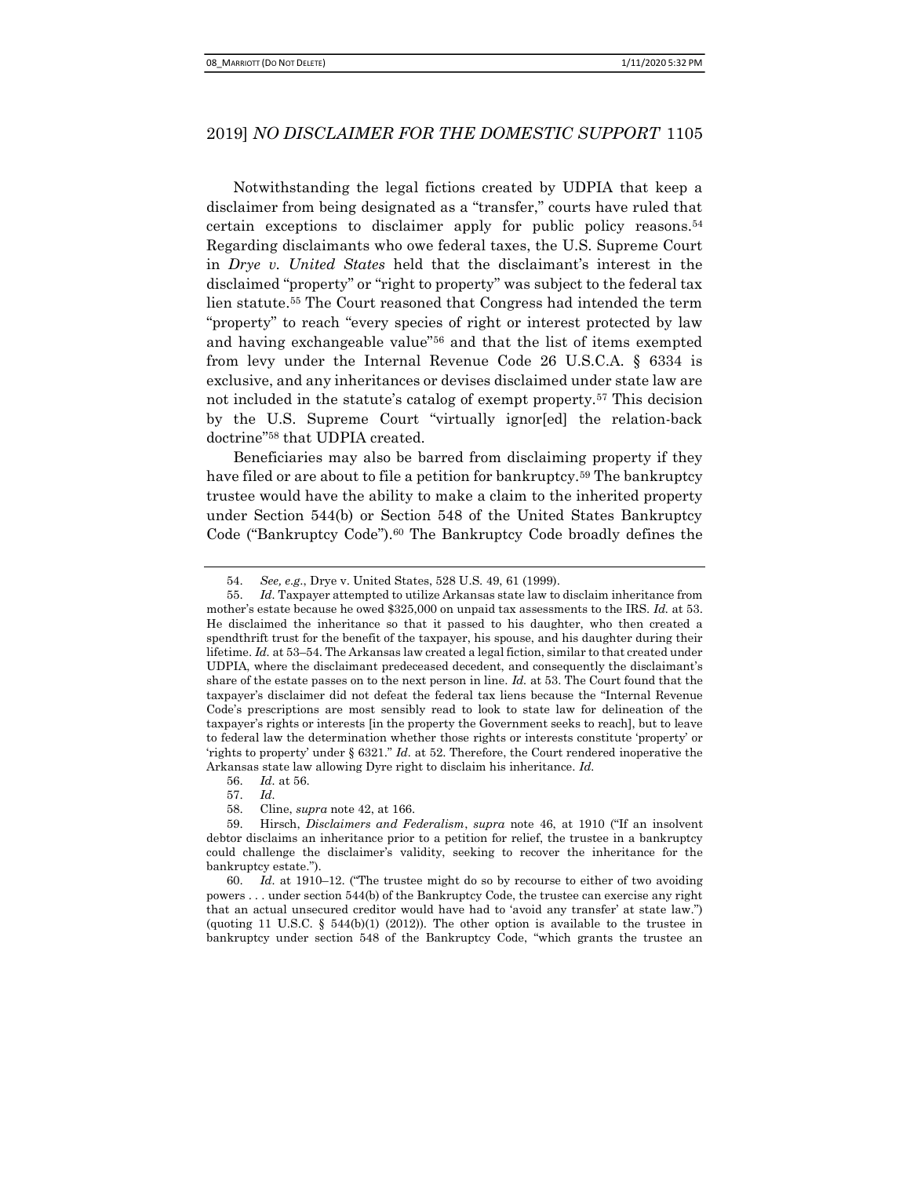Notwithstanding the legal fictions created by UDPIA that keep a disclaimer from being designated as a "transfer," courts have ruled that certain exceptions to disclaimer apply for public policy reasons.[54] Regarding disclaimants who owe federal taxes, the U.S. Supreme Court in *Drye v. United States* held that the disclaimant's interest in the disclaimed "property" or "right to property" was subject to the federal tax lien statute.[55] The Court reasoned that Congress had intended the term "property" to reach "every species of right or interest protected by law and having exchangeable value"[56] and that the list of items exempted from levy under the Internal Revenue Code 26 U.S.C.A. § 6334 is exclusive, and any inheritances or devises disclaimed under state law are not included in the statute's catalog of exempt property.[57] This decision by the U.S. Supreme Court "virtually ignor[ed] the relation-back doctrine"[58] that UDPIA created.

Beneficiaries may also be barred from disclaiming property if they have filed or are about to file a petition for bankruptcy.[59] The bankruptcy trustee would have the ability to make a claim to the inherited property under Section 544(b) or Section 548 of the United States Bankruptcy Code ("Bankruptcy Code").[60] The Bankruptcy Code broadly defines the

---

54. *See, e.g.*, Drye v. United States, 528 U.S. 49, 61 (1999).

55. *Id.* Taxpayer attempted to utilize Arkansas state law to disclaim inheritance from mother's estate because he owed $325,000 on unpaid tax assessments to the IRS. *Id.* at 53. He disclaimed the inheritance so that it passed to his daughter, who then created a spendthrift trust for the benefit of the taxpayer, his spouse, and his daughter during their lifetime. *Id.* at 53–54. The Arkansas law created a legal fiction, similar to that created under UDPIA, where the disclaimant predeceased decedent, and consequently the disclaimant's share of the estate passes on to the next person in line. *Id.* at 53. The Court found that the taxpayer's disclaimer did not defeat the federal tax liens because the "Internal Revenue Code's prescriptions are most sensibly read to look to state law for delineation of the taxpayer's rights or interests [in the property the Government seeks to reach], but to leave to federal law the determination whether those rights or interests constitute 'property' or 'rights to property' under § 6321." *Id.* at 52. Therefore, the Court rendered inoperative the Arkansas state law allowing Dyre right to disclaim his inheritance. *Id.*

56. *Id.* at 56.

57. *Id.*

58. Cline, *supra* note 42, at 166.

59. Hirsch, *Disclaimers and Federalism*, *supra* note 46, at 1910 ("If an insolvent debtor disclaims an inheritance prior to a petition for relief, the trustee in a bankruptcy could challenge the disclaimer's validity, seeking to recover the inheritance for the bankruptcy estate.").

60. *Id.* at 1910–12. ("The trustee might do so by recourse to either of two avoiding powers . . . under section 544(b) of the Bankruptcy Code, the trustee can exercise any right that an actual unsecured creditor would have had to 'avoid any transfer' at state law.") (quoting 11 U.S.C. § 544(b)(1) (2012)). The other option is available to the trustee in bankruptcy under section 548 of the Bankruptcy Code, "which grants the trustee an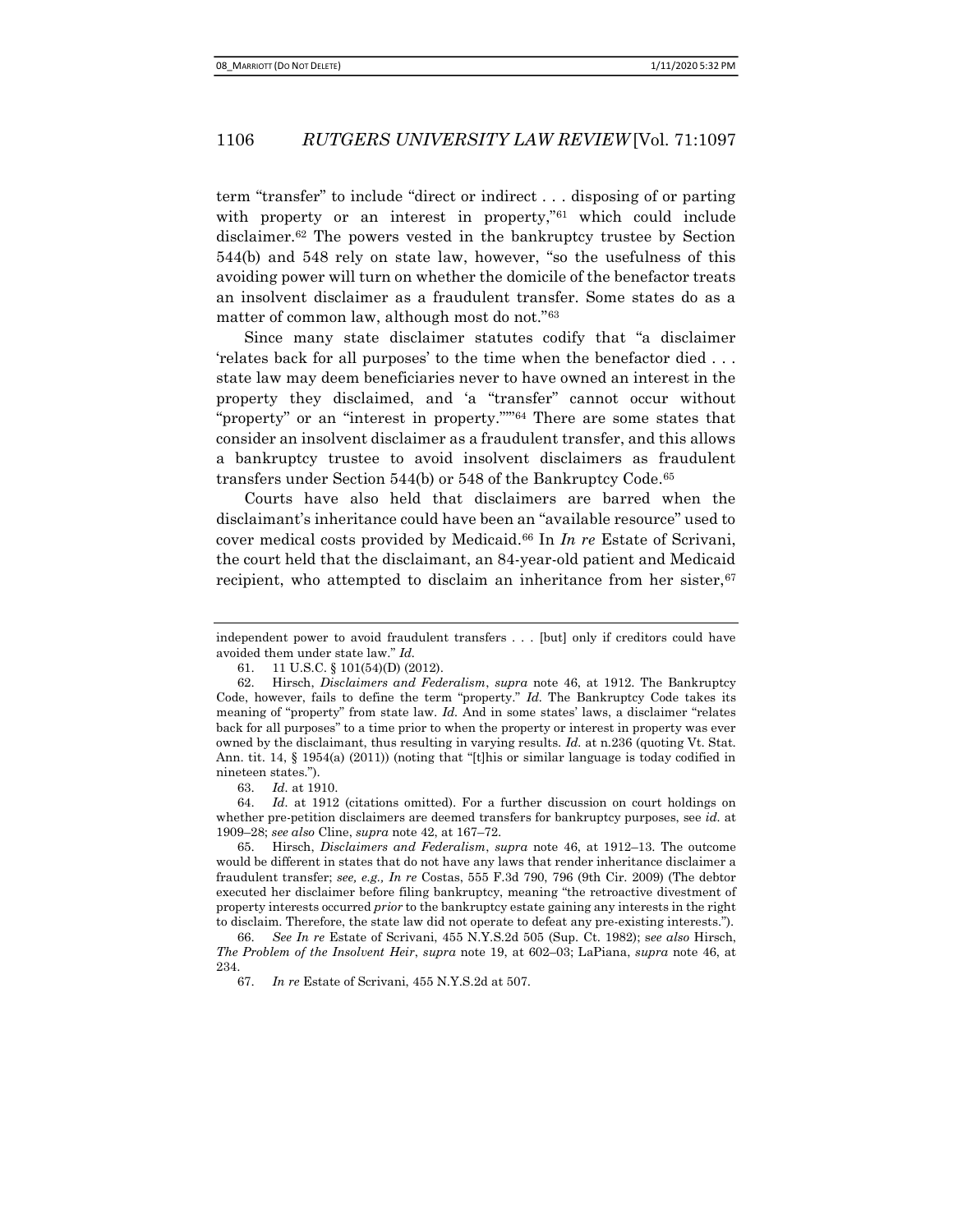term "transfer" to include "direct or indirect . . . disposing of or parting with property or an interest in property,"[61] which could include disclaimer.[62] The powers vested in the bankruptcy trustee by Section 544(b) and 548 rely on state law, however, "so the usefulness of this avoiding power will turn on whether the domicile of the benefactor treats an insolvent disclaimer as a fraudulent transfer. Some states do as a matter of common law, although most do not."[63]

Since many state disclaimer statutes codify that "a disclaimer 'relates back for all purposes' to the time when the benefactor died . . . state law may deem beneficiaries never to have owned an interest in the property they disclaimed, and 'a "transfer" cannot occur without "property" or an "interest in property."'"[64] There are some states that consider an insolvent disclaimer as a fraudulent transfer, and this allows a bankruptcy trustee to avoid insolvent disclaimers as fraudulent transfers under Section 544(b) or 548 of the Bankruptcy Code.[65]

Courts have also held that disclaimers are barred when the disclaimant's inheritance could have been an "available resource" used to cover medical costs provided by Medicaid.[66] In *In re* Estate of Scrivani, the court held that the disclaimant, an 84-year-old patient and Medicaid recipient, who attempted to disclaim an inheritance from her sister,[67]

---

independent power to avoid fraudulent transfers . . . [but] only if creditors could have avoided them under state law." *Id.*

61. 11 U.S.C. § 101(54)(D) (2012).

62. Hirsch, *Disclaimers and Federalism*, *supra* note 46, at 1912. The Bankruptcy Code, however, fails to define the term "property." *Id.* The Bankruptcy Code takes its meaning of "property" from state law. *Id.* And in some states' laws, a disclaimer "relates back for all purposes" to a time prior to when the property or interest in property was ever owned by the disclaimant, thus resulting in varying results. *Id.* at n.236 (quoting Vt. Stat. Ann. tit. 14, § 1954(a) (2011)) (noting that "[t]his or similar language is today codified in nineteen states.").

63. *Id.* at 1910.

64. *Id.* at 1912 (citations omitted). For a further discussion on court holdings on whether pre-petition disclaimers are deemed transfers for bankruptcy purposes, see *id.* at 1909–28; *see also* Cline, *supra* note 42, at 167–72.

65. Hirsch, *Disclaimers and Federalism*, *supra* note 46, at 1912–13. The outcome would be different in states that do not have any laws that render inheritance disclaimer a fraudulent transfer; *see, e.g., In re* Costas, 555 F.3d 790, 796 (9th Cir. 2009) (The debtor executed her disclaimer before filing bankruptcy, meaning "the retroactive divestment of property interests occurred *prior* to the bankruptcy estate gaining any interests in the right to disclaim. Therefore, the state law did not operate to defeat any pre-existing interests.").

66. *See In re* Estate of Scrivani, 455 N.Y.S.2d 505 (Sup. Ct. 1982); *see also* Hirsch, *The Problem of the Insolvent Heir*, *supra* note 19, at 602–03; LaPiana, *supra* note 46, at 234.

67. *In re* Estate of Scrivani, 455 N.Y.S.2d at 507.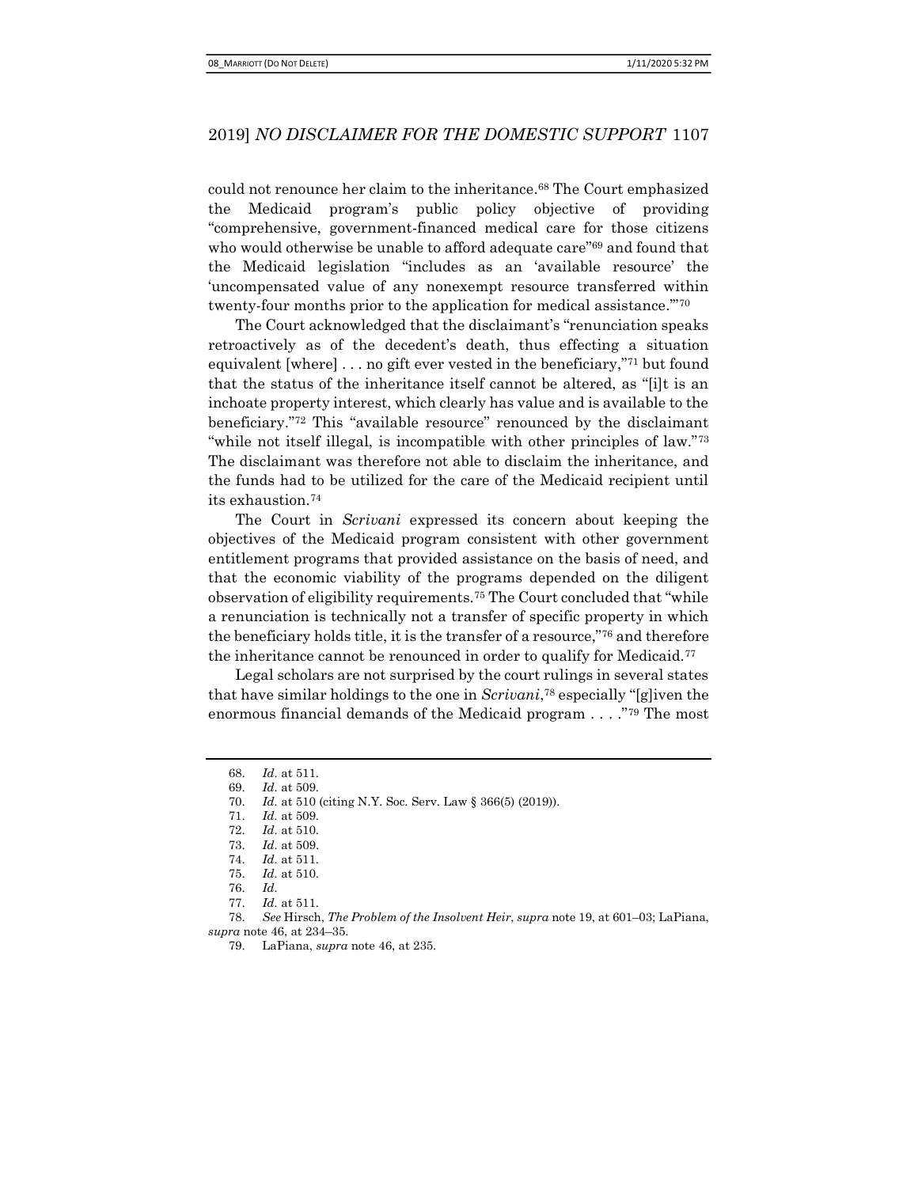could not renounce her claim to the inheritance.[68] The Court emphasized the Medicaid program's public policy objective of providing "comprehensive, government-financed medical care for those citizens who would otherwise be unable to afford adequate care"[69] and found that the Medicaid legislation "includes as an 'available resource' the 'uncompensated value of any nonexempt resource transferred within twenty-four months prior to the application for medical assistance.'"[70]

The Court acknowledged that the disclaimant's "renunciation speaks retroactively as of the decedent's death, thus effecting a situation equivalent [where] . . . no gift ever vested in the beneficiary,"[71] but found that the status of the inheritance itself cannot be altered, as "[i]t is an inchoate property interest, which clearly has value and is available to the beneficiary."[72] This "available resource" renounced by the disclaimant "while not itself illegal, is incompatible with other principles of law."[73] The disclaimant was therefore not able to disclaim the inheritance, and the funds had to be utilized for the care of the Medicaid recipient until its exhaustion.[74]

The Court in *Scrivani* expressed its concern about keeping the objectives of the Medicaid program consistent with other government entitlement programs that provided assistance on the basis of need, and that the economic viability of the programs depended on the diligent observation of eligibility requirements.[75] The Court concluded that "while a renunciation is technically not a transfer of specific property in which the beneficiary holds title, it is the transfer of a resource,"[76] and therefore the inheritance cannot be renounced in order to qualify for Medicaid.[77]

Legal scholars are not surprised by the court rulings in several states that have similar holdings to the one in *Scrivani*,[78] especially "[g]iven the enormous financial demands of the Medicaid program . . . ."[79] The most

---

68. *Id.* at 511.

69. *Id.* at 509.

70. *Id.* at 510 (citing N.Y. Soc. Serv. Law § 366(5) (2019)).

71. *Id.* at 509.

72. *Id.* at 510.

73. *Id.* at 509.

74. *Id.* at 511.

75. *Id.* at 510.

76. *Id.*

77. *Id.* at 511.

78. *See* Hirsch, *The Problem of the Insolvent Heir*, *supra* note 19, at 601–03; LaPiana, *supra* note 46, at 234–35.

79. LaPiana, *supra* note 46, at 235.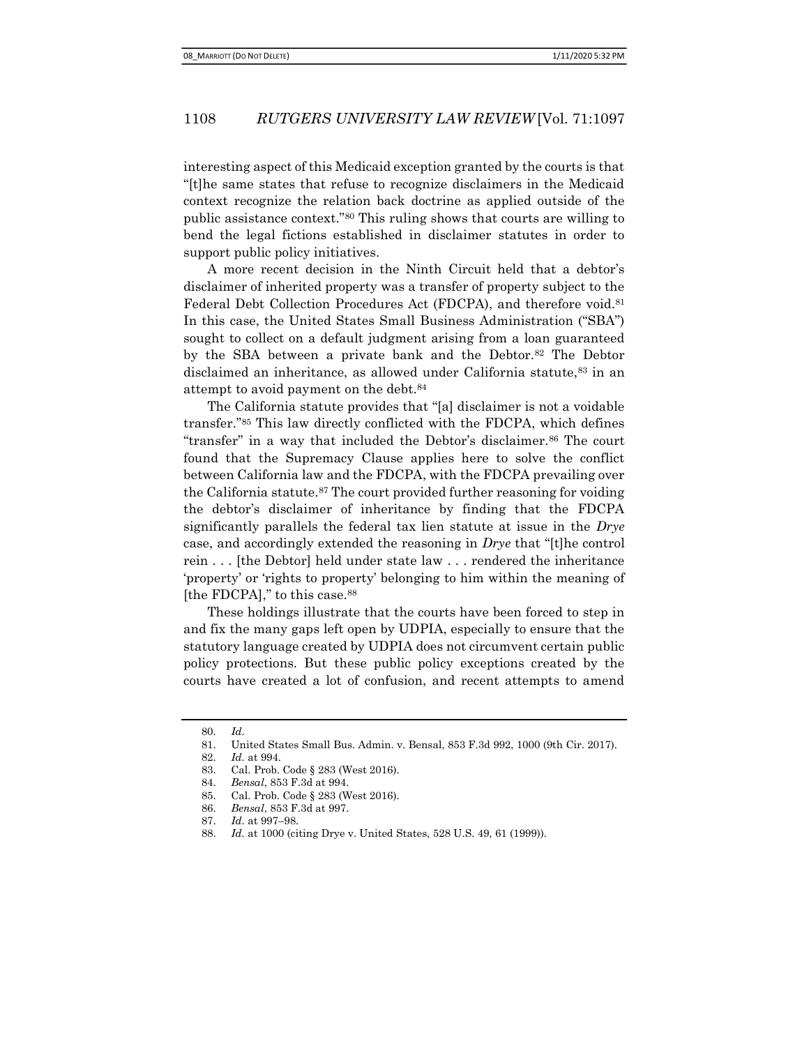interesting aspect of this Medicaid exception granted by the courts is that "[t]he same states that refuse to recognize disclaimers in the Medicaid context recognize the relation back doctrine as applied outside of the public assistance context."[80] This ruling shows that courts are willing to bend the legal fictions established in disclaimer statutes in order to support public policy initiatives.

A more recent decision in the Ninth Circuit held that a debtor's disclaimer of inherited property was a transfer of property subject to the Federal Debt Collection Procedures Act (FDCPA), and therefore void.[81] In this case, the United States Small Business Administration ("SBA") sought to collect on a default judgment arising from a loan guaranteed by the SBA between a private bank and the Debtor.[82] The Debtor disclaimed an inheritance, as allowed under California statute,[83] in an attempt to avoid payment on the debt.[84]

The California statute provides that "[a] disclaimer is not a voidable transfer."[85] This law directly conflicted with the FDCPA, which defines "transfer" in a way that included the Debtor's disclaimer.[86] The court found that the Supremacy Clause applies here to solve the conflict between California law and the FDCPA, with the FDCPA prevailing over the California statute.[87] The court provided further reasoning for voiding the debtor's disclaimer of inheritance by finding that the FDCPA significantly parallels the federal tax lien statute at issue in the *Drye* case, and accordingly extended the reasoning in *Drye* that "[t]he control rein . . . [the Debtor] held under state law . . . rendered the inheritance 'property' or 'rights to property' belonging to him within the meaning of [the FDCPA]," to this case.[88]

These holdings illustrate that the courts have been forced to step in and fix the many gaps left open by UDPIA, especially to ensure that the statutory language created by UDPIA does not circumvent certain public policy protections. But these public policy exceptions created by the courts have created a lot of confusion, and recent attempts to amend

---

80. *Id.*
81. United States Small Bus. Admin. v. Bensal, 853 F.3d 992, 1000 (9th Cir. 2017).
82. *Id.* at 994.
83. Cal. Prob. Code § 283 (West 2016).
84. *Bensal*, 853 F.3d at 994.
85. Cal. Prob. Code § 283 (West 2016).
86. *Bensal*, 853 F.3d at 997.
87. *Id.* at 997–98.
88. *Id.* at 1000 (citing Drye v. United States, 528 U.S. 49, 61 (1999)).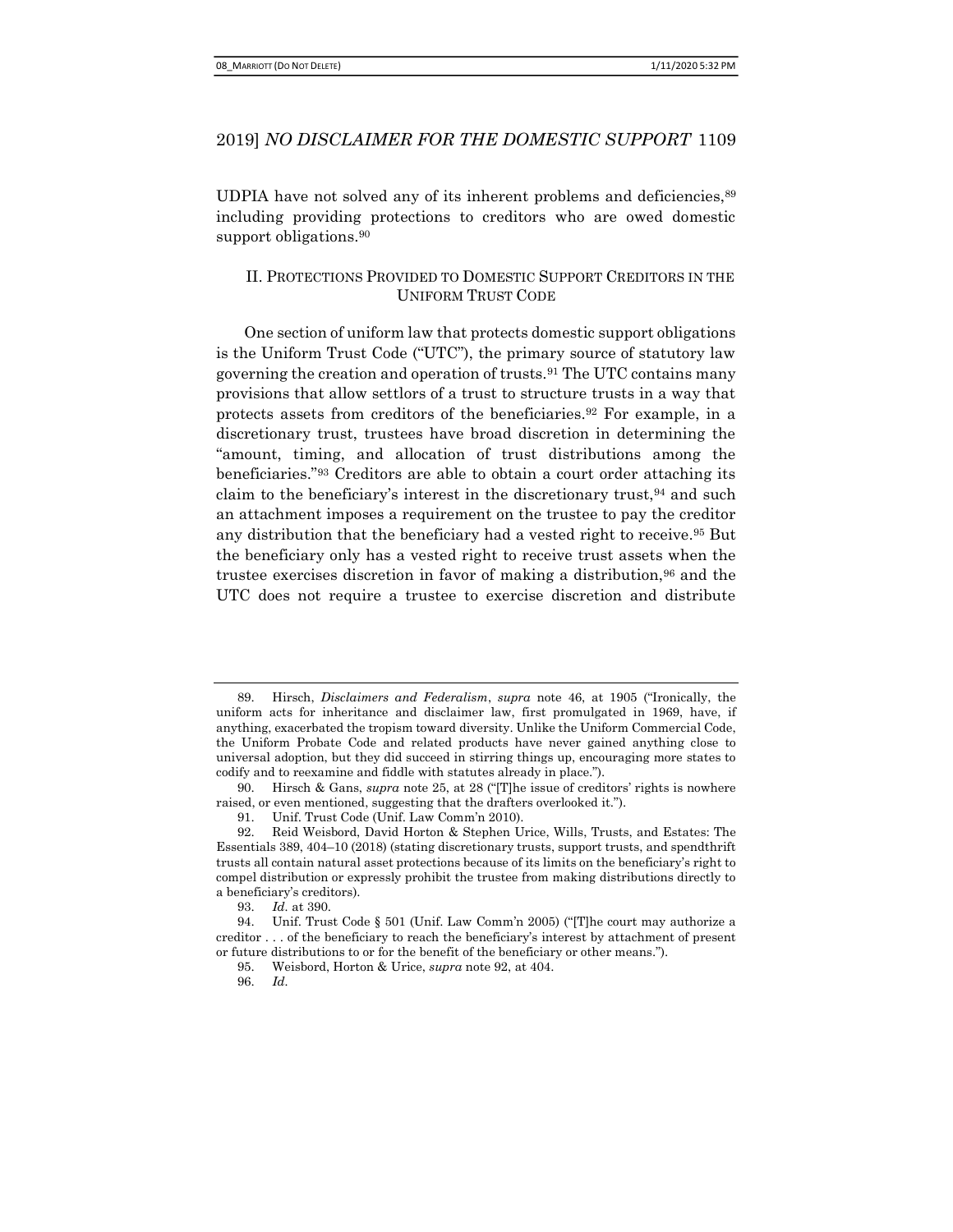UDPIA have not solved any of its inherent problems and deficiencies,[89] including providing protections to creditors who are owed domestic support obligations.[90]

## II. PROTECTIONS PROVIDED TO DOMESTIC SUPPORT CREDITORS IN THE UNIFORM TRUST CODE

One section of uniform law that protects domestic support obligations is the Uniform Trust Code ("UTC"), the primary source of statutory law governing the creation and operation of trusts.[91] The UTC contains many provisions that allow settlors of a trust to structure trusts in a way that protects assets from creditors of the beneficiaries.[92] For example, in a discretionary trust, trustees have broad discretion in determining the "amount, timing, and allocation of trust distributions among the beneficiaries."[93] Creditors are able to obtain a court order attaching its claim to the beneficiary's interest in the discretionary trust,[94] and such an attachment imposes a requirement on the trustee to pay the creditor any distribution that the beneficiary had a vested right to receive.[95] But the beneficiary only has a vested right to receive trust assets when the trustee exercises discretion in favor of making a distribution,[96] and the UTC does not require a trustee to exercise discretion and distribute

---

89. Hirsch, *Disclaimers and Federalism*, *supra* note 46, at 1905 ("Ironically, the uniform acts for inheritance and disclaimer law, first promulgated in 1969, have, if anything, exacerbated the tropism toward diversity. Unlike the Uniform Commercial Code, the Uniform Probate Code and related products have never gained anything close to universal adoption, but they did succeed in stirring things up, encouraging more states to codify and to reexamine and fiddle with statutes already in place.").

90. Hirsch & Gans, *supra* note 25, at 28 ("[T]he issue of creditors' rights is nowhere raised, or even mentioned, suggesting that the drafters overlooked it.").

91. Unif. Trust Code (Unif. Law Comm'n 2010).

92. Reid Weisbord, David Horton & Stephen Urice, Wills, Trusts, and Estates: The Essentials 389, 404–10 (2018) (stating discretionary trusts, support trusts, and spendthrift trusts all contain natural asset protections because of its limits on the beneficiary's right to compel distribution or expressly prohibit the trustee from making distributions directly to a beneficiary's creditors).

93. *Id.* at 390.

94. Unif. Trust Code § 501 (Unif. Law Comm'n 2005) ("[T]he court may authorize a creditor . . . of the beneficiary to reach the beneficiary's interest by attachment of present or future distributions to or for the benefit of the beneficiary or other means.").

95. Weisbord, Horton & Urice, *supra* note 92, at 404.

96. *Id.*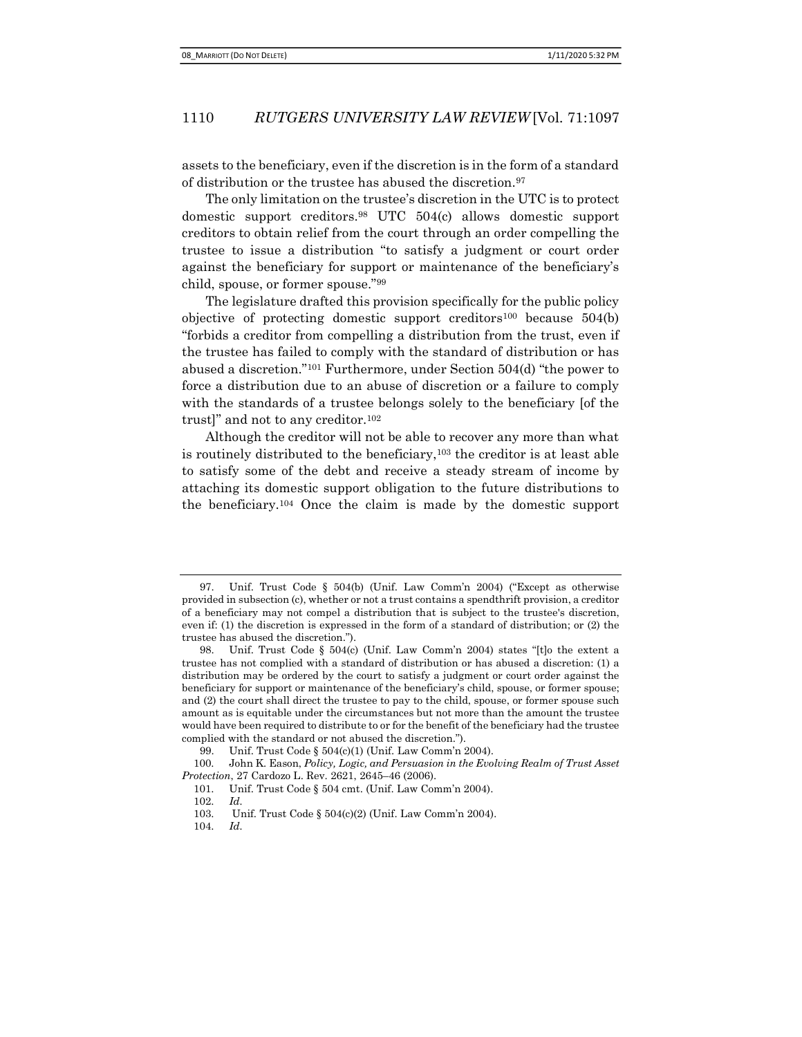assets to the beneficiary, even if the discretion is in the form of a standard of distribution or the trustee has abused the discretion.[97]

The only limitation on the trustee's discretion in the UTC is to protect domestic support creditors.[98] UTC 504(c) allows domestic support creditors to obtain relief from the court through an order compelling the trustee to issue a distribution "to satisfy a judgment or court order against the beneficiary for support or maintenance of the beneficiary's child, spouse, or former spouse."[99]

The legislature drafted this provision specifically for the public policy objective of protecting domestic support creditors[100] because 504(b) "forbids a creditor from compelling a distribution from the trust, even if the trustee has failed to comply with the standard of distribution or has abused a discretion."[101] Furthermore, under Section 504(d) "the power to force a distribution due to an abuse of discretion or a failure to comply with the standards of a trustee belongs solely to the beneficiary [of the trust]" and not to any creditor.[102]

Although the creditor will not be able to recover any more than what is routinely distributed to the beneficiary,[103] the creditor is at least able to satisfy some of the debt and receive a steady stream of income by attaching its domestic support obligation to the future distributions to the beneficiary.[104] Once the claim is made by the domestic support

---

97. Unif. Trust Code § 504(b) (Unif. Law Comm'n 2004) ("Except as otherwise provided in subsection (c), whether or not a trust contains a spendthrift provision, a creditor of a beneficiary may not compel a distribution that is subject to the trustee's discretion, even if: (1) the discretion is expressed in the form of a standard of distribution; or (2) the trustee has abused the discretion.").

98. Unif. Trust Code § 504(c) (Unif. Law Comm'n 2004) states "[t]o the extent a trustee has not complied with a standard of distribution or has abused a discretion: (1) a distribution may be ordered by the court to satisfy a judgment or court order against the beneficiary for support or maintenance of the beneficiary's child, spouse, or former spouse; and (2) the court shall direct the trustee to pay to the child, spouse, or former spouse such amount as is equitable under the circumstances but not more than the amount the trustee would have been required to distribute to or for the benefit of the beneficiary had the trustee complied with the standard or not abused the discretion.").

99. Unif. Trust Code § 504(c)(1) (Unif. Law Comm'n 2004).

100. John K. Eason, *Policy, Logic, and Persuasion in the Evolving Realm of Trust Asset Protection*, 27 Cardozo L. Rev. 2621, 2645–46 (2006).

101. Unif. Trust Code § 504 cmt. (Unif. Law Comm'n 2004).

102. *Id*.

103. Unif. Trust Code § 504(c)(2) (Unif. Law Comm'n 2004).

104. *Id*.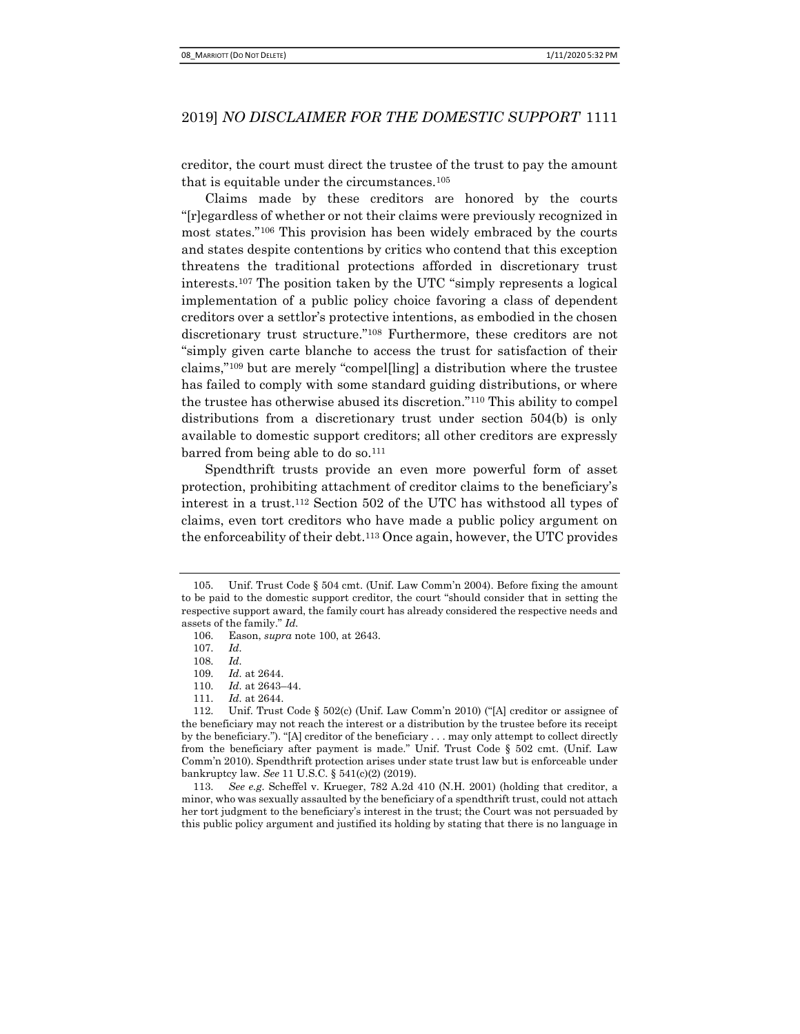creditor, the court must direct the trustee of the trust to pay the amount that is equitable under the circumstances.[105]

Claims made by these creditors are honored by the courts "[r]egardless of whether or not their claims were previously recognized in most states."[106] This provision has been widely embraced by the courts and states despite contentions by critics who contend that this exception threatens the traditional protections afforded in discretionary trust interests.[107] The position taken by the UTC "simply represents a logical implementation of a public policy choice favoring a class of dependent creditors over a settlor's protective intentions, as embodied in the chosen discretionary trust structure."[108] Furthermore, these creditors are not "simply given carte blanche to access the trust for satisfaction of their claims,"[109] but are merely "compel[ling] a distribution where the trustee has failed to comply with some standard guiding distributions, or where the trustee has otherwise abused its discretion."[110] This ability to compel distributions from a discretionary trust under section 504(b) is only available to domestic support creditors; all other creditors are expressly barred from being able to do so.[111]

Spendthrift trusts provide an even more powerful form of asset protection, prohibiting attachment of creditor claims to the beneficiary's interest in a trust.[112] Section 502 of the UTC has withstood all types of claims, even tort creditors who have made a public policy argument on the enforceability of their debt.[113] Once again, however, the UTC provides

---

105. Unif. Trust Code § 504 cmt. (Unif. Law Comm'n 2004). Before fixing the amount to be paid to the domestic support creditor, the court "should consider that in setting the respective support award, the family court has already considered the respective needs and assets of the family." *Id.*

106. Eason, *supra* note 100, at 2643.

107. *Id.*

108. *Id.*

109. *Id.* at 2644.

110. *Id.* at 2643–44.

111. *Id.* at 2644.

112. Unif. Trust Code § 502(c) (Unif. Law Comm'n 2010) ("[A] creditor or assignee of the beneficiary may not reach the interest or a distribution by the trustee before its receipt by the beneficiary."). "[A] creditor of the beneficiary . . . may only attempt to collect directly from the beneficiary after payment is made." Unif. Trust Code § 502 cmt. (Unif. Law Comm'n 2010). Spendthrift protection arises under state trust law but is enforceable under bankruptcy law. *See* 11 U.S.C. § 541(c)(2) (2019).

113. *See e.g.* Scheffel v. Krueger, 782 A.2d 410 (N.H. 2001) (holding that creditor, a minor, who was sexually assaulted by the beneficiary of a spendthrift trust, could not attach her tort judgment to the beneficiary's interest in the trust; the Court was not persuaded by this public policy argument and justified its holding by stating that there is no language in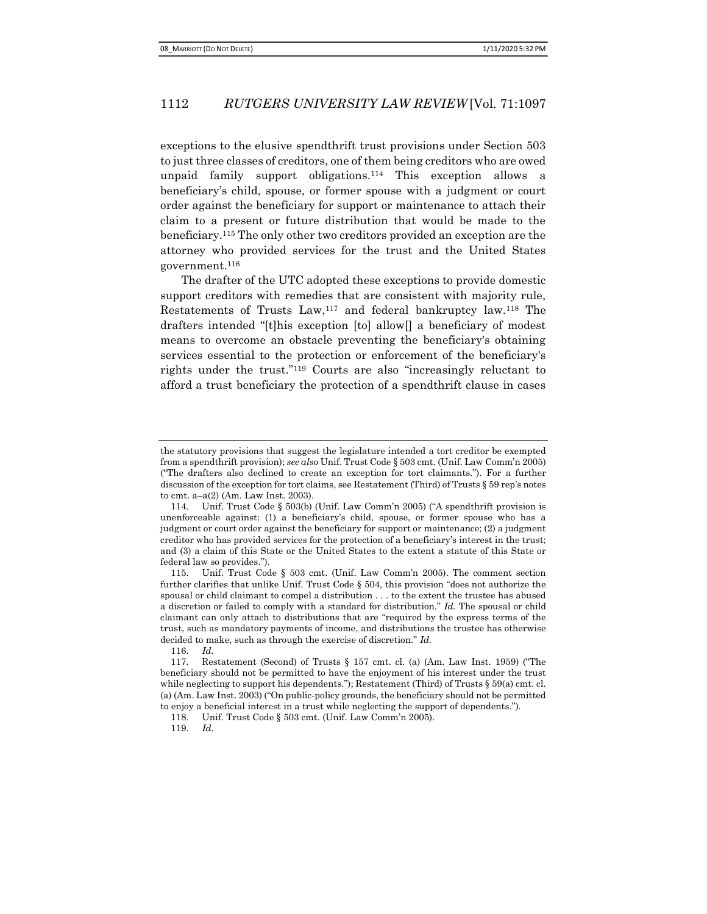exceptions to the elusive spendthrift trust provisions under Section 503 to just three classes of creditors, one of them being creditors who are owed unpaid family support obligations.[114] This exception allows a beneficiary's child, spouse, or former spouse with a judgment or court order against the beneficiary for support or maintenance to attach their claim to a present or future distribution that would be made to the beneficiary.[115] The only other two creditors provided an exception are the attorney who provided services for the trust and the United States government.[116]

The drafter of the UTC adopted these exceptions to provide domestic support creditors with remedies that are consistent with majority rule, Restatements of Trusts Law,[117] and federal bankruptcy law.[118] The drafters intended "[t]his exception [to] allow[] a beneficiary of modest means to overcome an obstacle preventing the beneficiary's obtaining services essential to the protection or enforcement of the beneficiary's rights under the trust."[119] Courts are also "increasingly reluctant to afford a trust beneficiary the protection of a spendthrift clause in cases

---

the statutory provisions that suggest the legislature intended a tort creditor be exempted from a spendthrift provision); *see also* Unif. Trust Code § 503 cmt. (Unif. Law Comm'n 2005) ("The drafters also declined to create an exception for tort claimants."). For a further discussion of the exception for tort claims, see Restatement (Third) of Trusts § 59 rep's notes to cmt. a–a(2) (Am. Law Inst. 2003).

114. Unif. Trust Code § 503(b) (Unif. Law Comm'n 2005) ("A spendthrift provision is unenforceable against: (1) a beneficiary's child, spouse, or former spouse who has a judgment or court order against the beneficiary for support or maintenance; (2) a judgment creditor who has provided services for the protection of a beneficiary's interest in the trust; and (3) a claim of this State or the United States to the extent a statute of this State or federal law so provides.").

115. Unif. Trust Code § 503 cmt. (Unif. Law Comm'n 2005). The comment section further clarifies that unlike Unif. Trust Code § 504, this provision "does not authorize the spousal or child claimant to compel a distribution . . . to the extent the trustee has abused a discretion or failed to comply with a standard for distribution." *Id.* The spousal or child claimant can only attach to distributions that are "required by the express terms of the trust, such as mandatory payments of income, and distributions the trustee has otherwise decided to make, such as through the exercise of discretion." *Id.*

116. *Id.*

117. Restatement (Second) of Trusts § 157 cmt. cl. (a) (Am. Law Inst. 1959) ("The beneficiary should not be permitted to have the enjoyment of his interest under the trust while neglecting to support his dependents."); Restatement (Third) of Trusts § 59(a) cmt. cl. (a) (Am. Law Inst. 2003) ("On public-policy grounds, the beneficiary should not be permitted to enjoy a beneficial interest in a trust while neglecting the support of dependents.").

118. Unif. Trust Code § 503 cmt. (Unif. Law Comm'n 2005).

119. *Id.*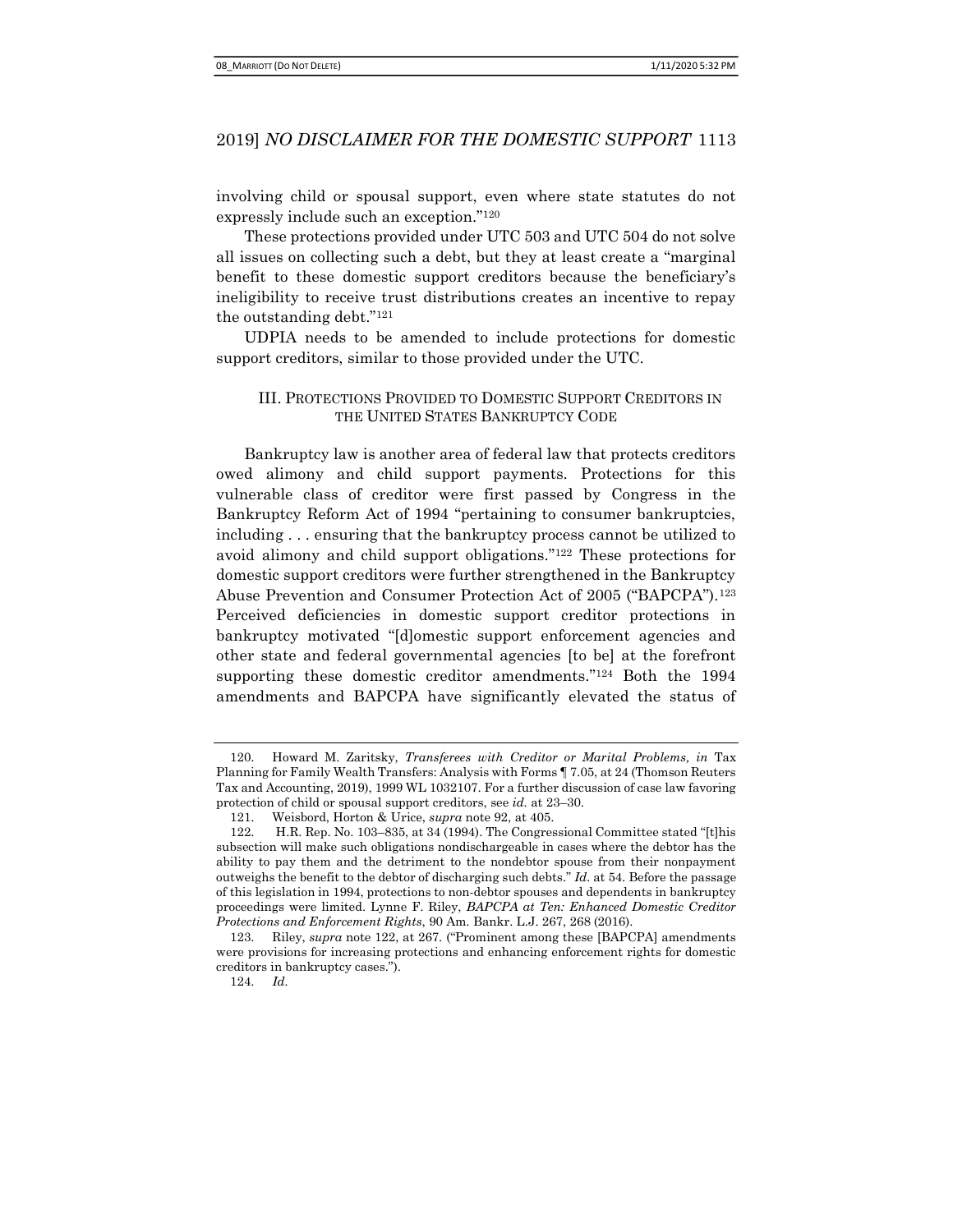involving child or spousal support, even where state statutes do not expressly include such an exception."[120]

These protections provided under UTC 503 and UTC 504 do not solve all issues on collecting such a debt, but they at least create a "marginal benefit to these domestic support creditors because the beneficiary's ineligibility to receive trust distributions creates an incentive to repay the outstanding debt."[121]

UDPIA needs to be amended to include protections for domestic support creditors, similar to those provided under the UTC.

## III. Protections Provided to Domestic Support Creditors in the United States Bankruptcy Code

Bankruptcy law is another area of federal law that protects creditors owed alimony and child support payments. Protections for this vulnerable class of creditor were first passed by Congress in the Bankruptcy Reform Act of 1994 "pertaining to consumer bankruptcies, including . . . ensuring that the bankruptcy process cannot be utilized to avoid alimony and child support obligations."[122] These protections for domestic support creditors were further strengthened in the Bankruptcy Abuse Prevention and Consumer Protection Act of 2005 ("BAPCPA").[123] Perceived deficiencies in domestic support creditor protections in bankruptcy motivated "[d]omestic support enforcement agencies and other state and federal governmental agencies [to be] at the forefront supporting these domestic creditor amendments."[124] Both the 1994 amendments and BAPCPA have significantly elevated the status of

---

120. Howard M. Zaritsky, *Transferees with Creditor or Marital Problems, in* Tax Planning for Family Wealth Transfers: Analysis with Forms ¶ 7.05, at 24 (Thomson Reuters Tax and Accounting, 2019), 1999 WL 1032107. For a further discussion of case law favoring protection of child or spousal support creditors, see *id.* at 23–30.

121. Weisbord, Horton & Urice, *supra* note 92, at 405.

122. H.R. Rep. No. 103–835, at 34 (1994). The Congressional Committee stated "[t]his subsection will make such obligations nondischargeable in cases where the debtor has the ability to pay them and the detriment to the nondebtor spouse from their nonpayment outweighs the benefit to the debtor of discharging such debts." *Id.* at 54. Before the passage of this legislation in 1994, protections to non-debtor spouses and dependents in bankruptcy proceedings were limited. Lynne F. Riley, *BAPCPA at Ten: Enhanced Domestic Creditor Protections and Enforcement Rights*, 90 Am. Bankr. L.J. 267, 268 (2016).

123. Riley, *supra* note 122, at 267. ("Prominent among these [BAPCPA] amendments were provisions for increasing protections and enhancing enforcement rights for domestic creditors in bankruptcy cases.").

124. *Id.*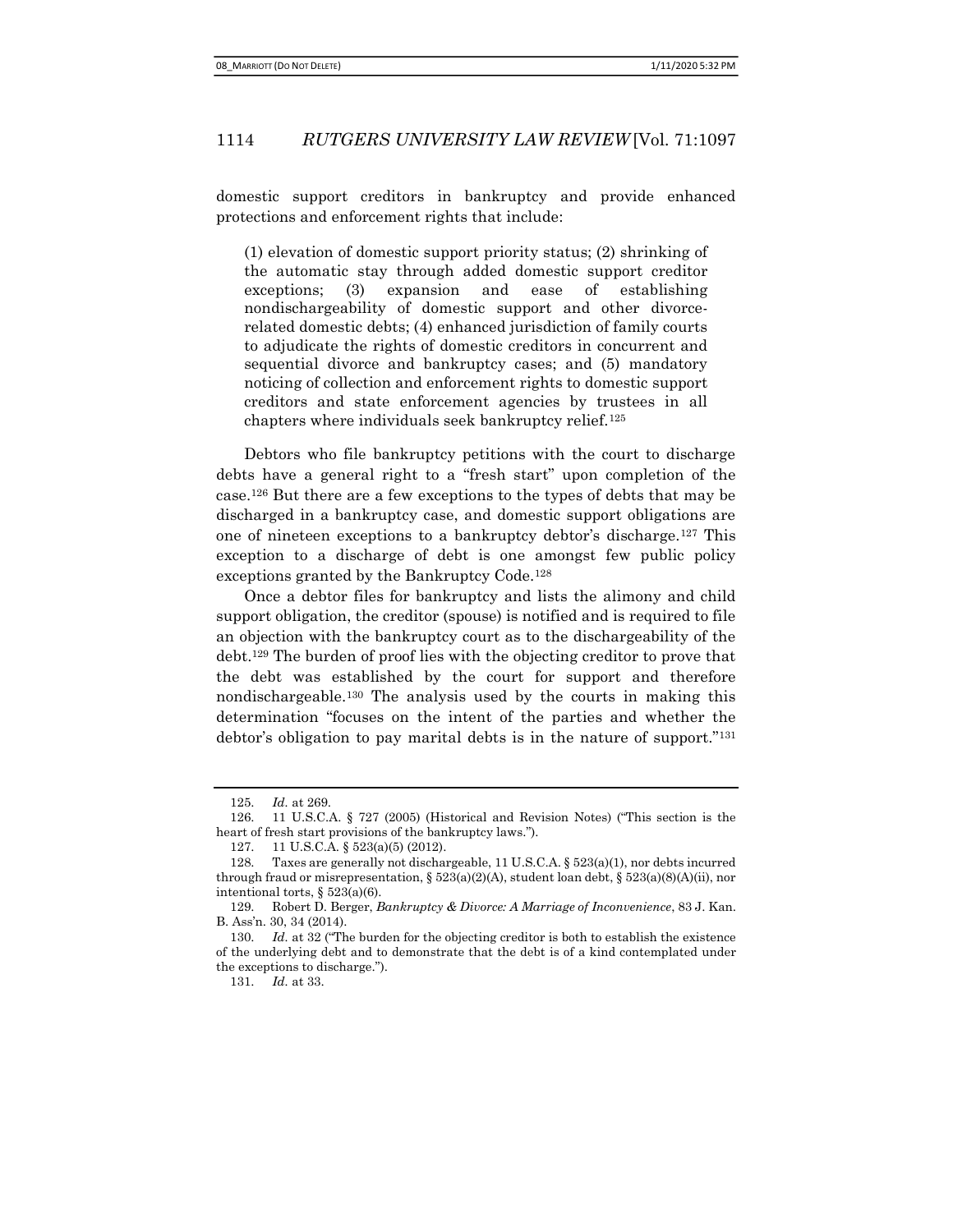domestic support creditors in bankruptcy and provide enhanced protections and enforcement rights that include:

> (1) elevation of domestic support priority status; (2) shrinking of the automatic stay through added domestic support creditor exceptions; (3) expansion and ease of establishing nondischargeability of domestic support and other divorce-related domestic debts; (4) enhanced jurisdiction of family courts to adjudicate the rights of domestic creditors in concurrent and sequential divorce and bankruptcy cases; and (5) mandatory noticing of collection and enforcement rights to domestic support creditors and state enforcement agencies by trustees in all chapters where individuals seek bankruptcy relief.[125]

Debtors who file bankruptcy petitions with the court to discharge debts have a general right to a "fresh start" upon completion of the case.[126] But there are a few exceptions to the types of debts that may be discharged in a bankruptcy case, and domestic support obligations are one of nineteen exceptions to a bankruptcy debtor's discharge.[127] This exception to a discharge of debt is one amongst few public policy exceptions granted by the Bankruptcy Code.[128]

Once a debtor files for bankruptcy and lists the alimony and child support obligation, the creditor (spouse) is notified and is required to file an objection with the bankruptcy court as to the dischargeability of the debt.[129] The burden of proof lies with the objecting creditor to prove that the debt was established by the court for support and therefore nondischargeable.[130] The analysis used by the courts in making this determination "focuses on the intent of the parties and whether the debtor's obligation to pay marital debts is in the nature of support."[131]

---

125. *Id.* at 269.

126. 11 U.S.C.A. § 727 (2005) (Historical and Revision Notes) ("This section is the heart of fresh start provisions of the bankruptcy laws.").

127. 11 U.S.C.A. § 523(a)(5) (2012).

128. Taxes are generally not dischargeable, 11 U.S.C.A. § 523(a)(1), nor debts incurred through fraud or misrepresentation, § 523(a)(2)(A), student loan debt, § 523(a)(8)(A)(ii), nor intentional torts, § 523(a)(6).

129. Robert D. Berger, *Bankruptcy & Divorce: A Marriage of Inconvenience*, 83 J. Kan. B. Ass'n. 30, 34 (2014).

130. *Id.* at 32 ("The burden for the objecting creditor is both to establish the existence of the underlying debt and to demonstrate that the debt is of a kind contemplated under the exceptions to discharge.").

131. *Id.* at 33.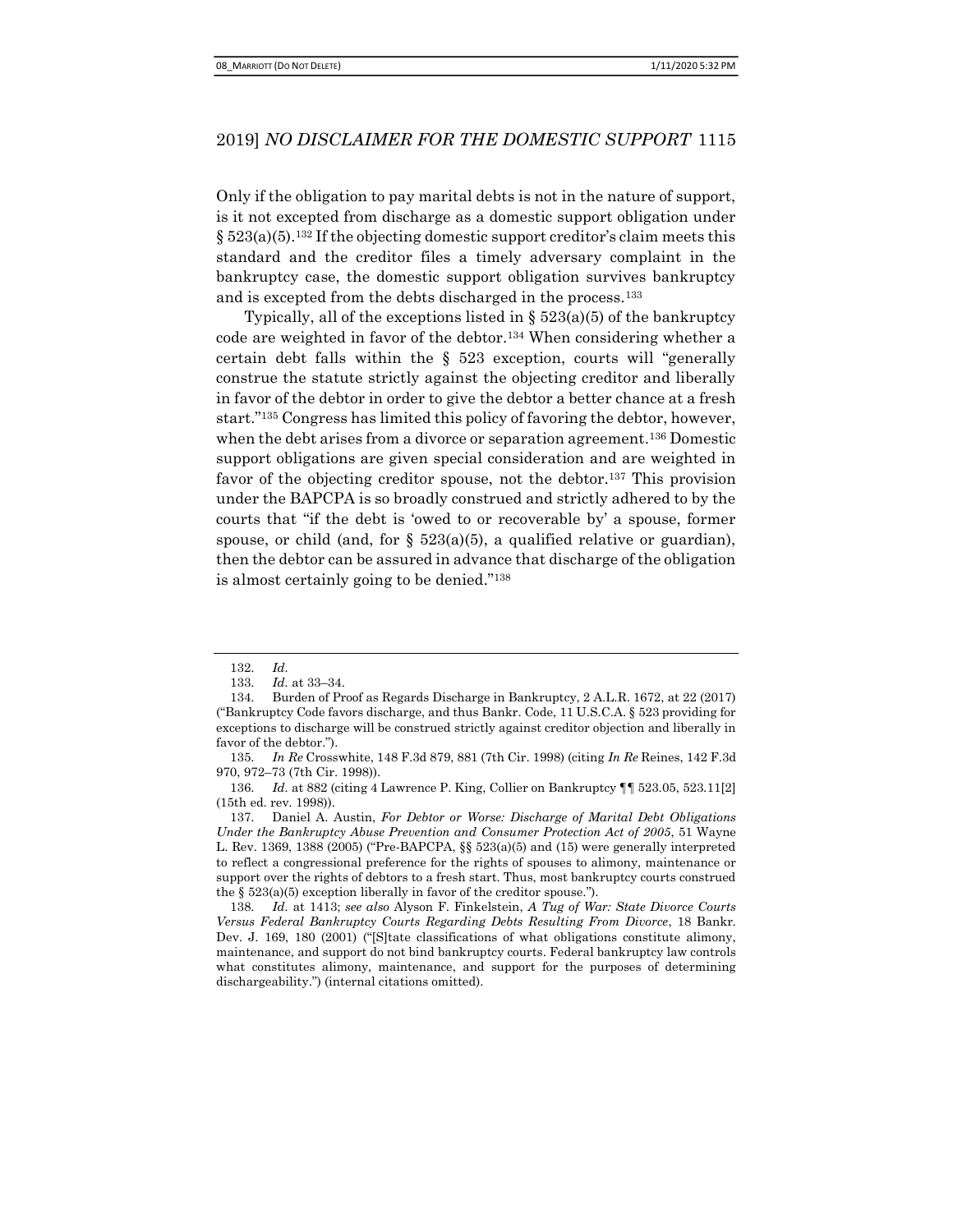Only if the obligation to pay marital debts is not in the nature of support, is it not excepted from discharge as a domestic support obligation under § 523(a)(5).[132] If the objecting domestic support creditor's claim meets this standard and the creditor files a timely adversary complaint in the bankruptcy case, the domestic support obligation survives bankruptcy and is excepted from the debts discharged in the process.[133]

Typically, all of the exceptions listed in § 523(a)(5) of the bankruptcy code are weighted in favor of the debtor.[134] When considering whether a certain debt falls within the § 523 exception, courts will "generally construe the statute strictly against the objecting creditor and liberally in favor of the debtor in order to give the debtor a better chance at a fresh start."[135] Congress has limited this policy of favoring the debtor, however, when the debt arises from a divorce or separation agreement.[136] Domestic support obligations are given special consideration and are weighted in favor of the objecting creditor spouse, not the debtor.[137] This provision under the BAPCPA is so broadly construed and strictly adhered to by the courts that "if the debt is 'owed to or recoverable by' a spouse, former spouse, or child (and, for § 523(a)(5), a qualified relative or guardian), then the debtor can be assured in advance that discharge of the obligation is almost certainly going to be denied."[138]

---

132. *Id.*

133. *Id.* at 33–34.

134. Burden of Proof as Regards Discharge in Bankruptcy, 2 A.L.R. 1672, at 22 (2017) ("Bankruptcy Code favors discharge, and thus Bankr. Code, 11 U.S.C.A. § 523 providing for exceptions to discharge will be construed strictly against creditor objection and liberally in favor of the debtor.").

135. *In Re* Crosswhite, 148 F.3d 879, 881 (7th Cir. 1998) (citing *In Re* Reines, 142 F.3d 970, 972–73 (7th Cir. 1998)).

136. *Id.* at 882 (citing 4 Lawrence P. King, Collier on Bankruptcy ¶¶ 523.05, 523.11[2] (15th ed. rev. 1998)).

137. Daniel A. Austin, *For Debtor or Worse: Discharge of Marital Debt Obligations Under the Bankruptcy Abuse Prevention and Consumer Protection Act of 2005*, 51 Wayne L. Rev. 1369, 1388 (2005) ("Pre-BAPCPA, §§ 523(a)(5) and (15) were generally interpreted to reflect a congressional preference for the rights of spouses to alimony, maintenance or support over the rights of debtors to a fresh start. Thus, most bankruptcy courts construed the § 523(a)(5) exception liberally in favor of the creditor spouse.").

138. *Id.* at 1413; *see also* Alyson F. Finkelstein, *A Tug of War: State Divorce Courts Versus Federal Bankruptcy Courts Regarding Debts Resulting From Divorce*, 18 Bankr. Dev. J. 169, 180 (2001) ("[S]tate classifications of what obligations constitute alimony, maintenance, and support do not bind bankruptcy courts. Federal bankruptcy law controls what constitutes alimony, maintenance, and support for the purposes of determining dischargeability.") (internal citations omitted).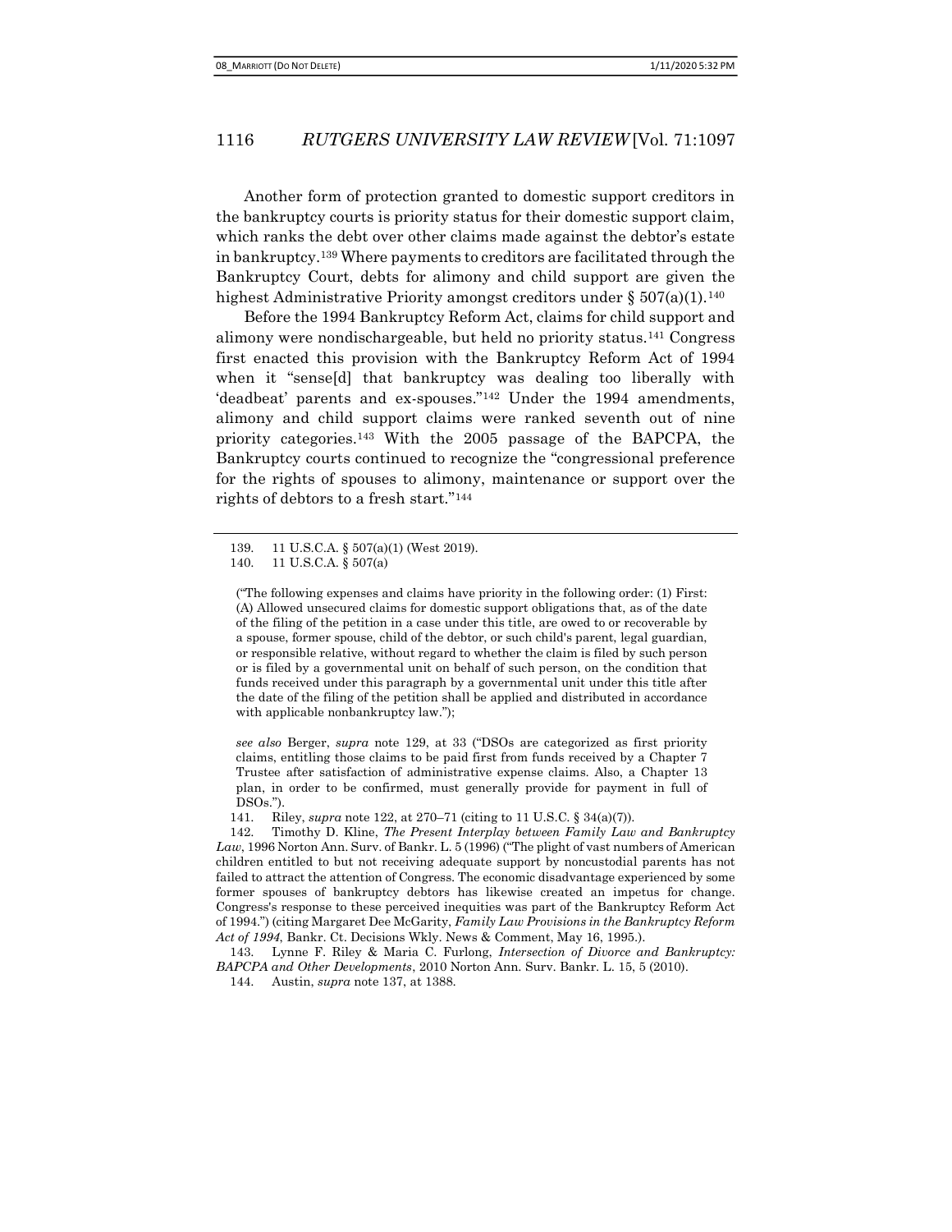Another form of protection granted to domestic support creditors in the bankruptcy courts is priority status for their domestic support claim, which ranks the debt over other claims made against the debtor's estate in bankruptcy.[139] Where payments to creditors are facilitated through the Bankruptcy Court, debts for alimony and child support are given the highest Administrative Priority amongst creditors under § 507(a)(1).[140]

Before the 1994 Bankruptcy Reform Act, claims for child support and alimony were nondischargeable, but held no priority status.[141] Congress first enacted this provision with the Bankruptcy Reform Act of 1994 when it "sense[d] that bankruptcy was dealing too liberally with 'deadbeat' parents and ex-spouses."[142] Under the 1994 amendments, alimony and child support claims were ranked seventh out of nine priority categories.[143] With the 2005 passage of the BAPCPA, the Bankruptcy courts continued to recognize the "congressional preference for the rights of spouses to alimony, maintenance or support over the rights of debtors to a fresh start."[144]

---

139. 11 U.S.C.A. § 507(a)(1) (West 2019).

140. 11 U.S.C.A. § 507(a)

> ("The following expenses and claims have priority in the following order: (1) First: (A) Allowed unsecured claims for domestic support obligations that, as of the date of the filing of the petition in a case under this title, are owed to or recoverable by a spouse, former spouse, child of the debtor, or such child's parent, legal guardian, or responsible relative, without regard to whether the claim is filed by such person or is filed by a governmental unit on behalf of such person, on the condition that funds received under this paragraph by a governmental unit under this title after the date of the filing of the petition shall be applied and distributed in accordance with applicable nonbankruptcy law.");
>
> *see also* Berger, *supra* note 129, at 33 ("DSOs are categorized as first priority claims, entitling those claims to be paid first from funds received by a Chapter 7 Trustee after satisfaction of administrative expense claims. Also, a Chapter 13 plan, in order to be confirmed, must generally provide for payment in full of DSOs.").

141. Riley, *supra* note 122, at 270–71 (citing to 11 U.S.C. § 34(a)(7)).

142. Timothy D. Kline, *The Present Interplay between Family Law and Bankruptcy Law*, 1996 Norton Ann. Surv. of Bankr. L. 5 (1996) ("The plight of vast numbers of American children entitled to but not receiving adequate support by noncustodial parents has not failed to attract the attention of Congress. The economic disadvantage experienced by some former spouses of bankruptcy debtors has likewise created an impetus for change. Congress's response to these perceived inequities was part of the Bankruptcy Reform Act of 1994.") (citing Margaret Dee McGarity, *Family Law Provisions in the Bankruptcy Reform Act of 1994*, Bankr. Ct. Decisions Wkly. News & Comment, May 16, 1995.).

143. Lynne F. Riley & Maria C. Furlong, *Intersection of Divorce and Bankruptcy: BAPCPA and Other Developments*, 2010 Norton Ann. Surv. Bankr. L. 15, 5 (2010).

144. Austin, *supra* note 137, at 1388.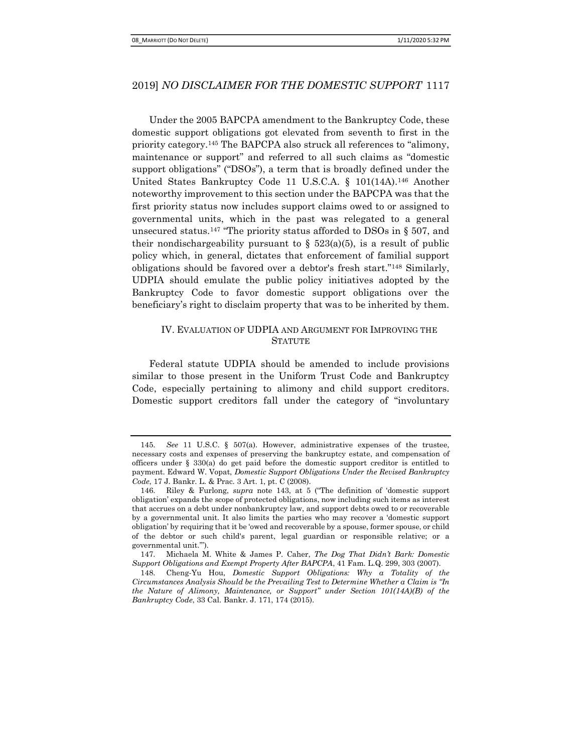Under the 2005 BAPCPA amendment to the Bankruptcy Code, these domestic support obligations got elevated from seventh to first in the priority category.[145] The BAPCPA also struck all references to "alimony, maintenance or support" and referred to all such claims as "domestic support obligations" ("DSOs"), a term that is broadly defined under the United States Bankruptcy Code 11 U.S.C.A. § 101(14A).[146] Another noteworthy improvement to this section under the BAPCPA was that the first priority status now includes support claims owed to or assigned to governmental units, which in the past was relegated to a general unsecured status.[147] "The priority status afforded to DSOs in § 507, and their nondischargeability pursuant to § 523(a)(5), is a result of public policy which, in general, dictates that enforcement of familial support obligations should be favored over a debtor's fresh start."[148] Similarly, UDPIA should emulate the public policy initiatives adopted by the Bankruptcy Code to favor domestic support obligations over the beneficiary's right to disclaim property that was to be inherited by them.

## IV. EVALUATION OF UDPIA AND ARGUMENT FOR IMPROVING THE STATUTE

Federal statute UDPIA should be amended to include provisions similar to those present in the Uniform Trust Code and Bankruptcy Code, especially pertaining to alimony and child support creditors. Domestic support creditors fall under the category of "involuntary

---

145. *See* 11 U.S.C. § 507(a). However, administrative expenses of the trustee, necessary costs and expenses of preserving the bankruptcy estate, and compensation of officers under § 330(a) do get paid before the domestic support creditor is entitled to payment. Edward W. Vopat, *Domestic Support Obligations Under the Revised Bankruptcy Code*, 17 J. Bankr. L. & Prac. 3 Art. 1, pt. C (2008).

146. Riley & Furlong, *supra* note 143, at 5 ("The definition of 'domestic support obligation' expands the scope of protected obligations, now including such items as interest that accrues on a debt under nonbankruptcy law, and support debts owed to or recoverable by a governmental unit. It also limits the parties who may recover a 'domestic support obligation' by requiring that it be 'owed and recoverable by a spouse, former spouse, or child of the debtor or such child's parent, legal guardian or responsible relative; or a governmental unit.'").

147. Michaela M. White & James P. Caher, *The Dog That Didn't Bark: Domestic Support Obligations and Exempt Property After BAPCPA*, 41 Fam. L.Q. 299, 303 (2007).

148. Cheng-Yu Hou, *Domestic Support Obligations: Why a Totality of the Circumstances Analysis Should be the Prevailing Test to Determine Whether a Claim is "In the Nature of Alimony, Maintenance, or Support" under Section 101(14A)(B) of the Bankruptcy Code*, 33 Cal. Bankr. J. 171, 174 (2015).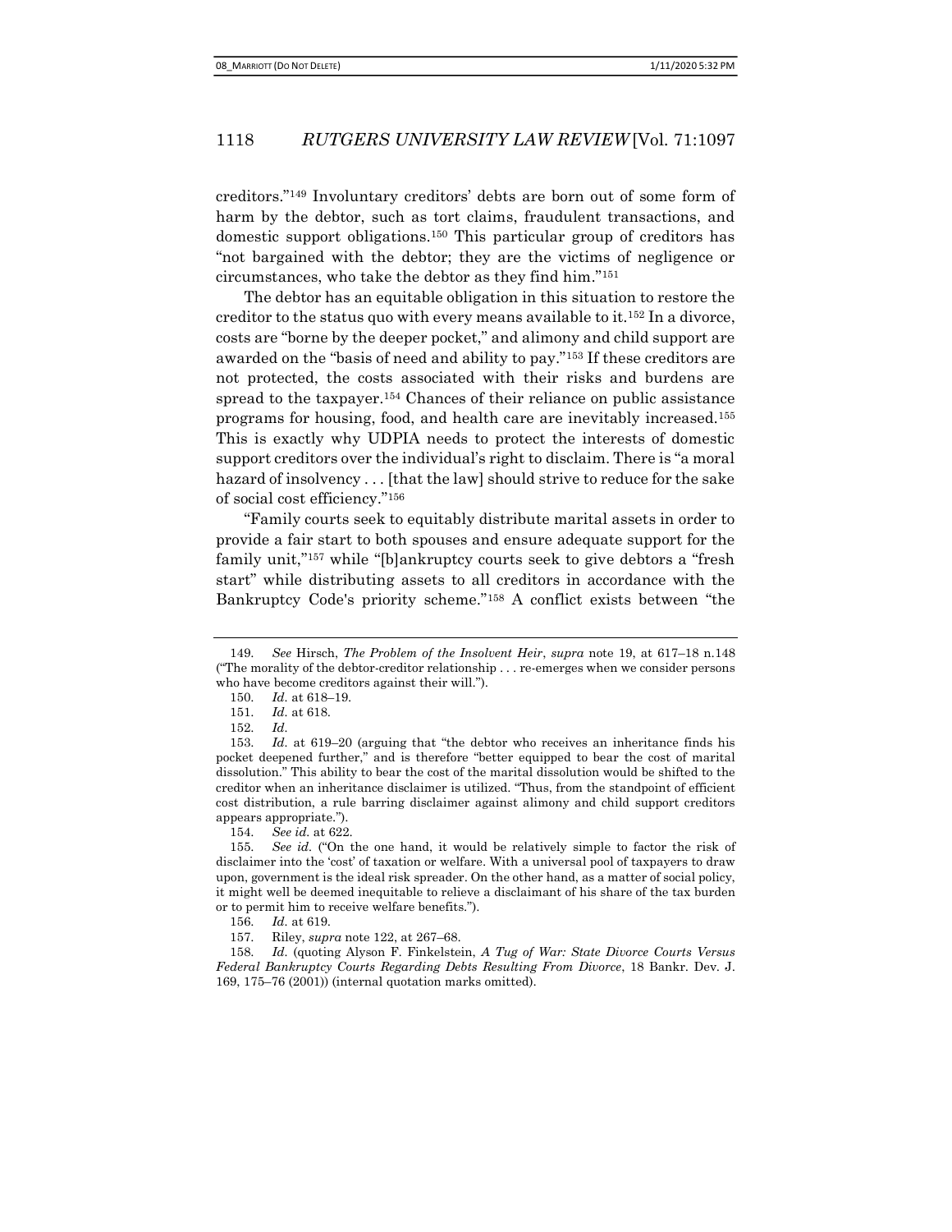creditors."[149] Involuntary creditors' debts are born out of some form of harm by the debtor, such as tort claims, fraudulent transactions, and domestic support obligations.[150] This particular group of creditors has "not bargained with the debtor; they are the victims of negligence or circumstances, who take the debtor as they find him."[151]

The debtor has an equitable obligation in this situation to restore the creditor to the status quo with every means available to it.[152] In a divorce, costs are "borne by the deeper pocket," and alimony and child support are awarded on the "basis of need and ability to pay."[153] If these creditors are not protected, the costs associated with their risks and burdens are spread to the taxpayer.[154] Chances of their reliance on public assistance programs for housing, food, and health care are inevitably increased.[155] This is exactly why UDPIA needs to protect the interests of domestic support creditors over the individual's right to disclaim. There is "a moral hazard of insolvency . . . [that the law] should strive to reduce for the sake of social cost efficiency."[156]

"Family courts seek to equitably distribute marital assets in order to provide a fair start to both spouses and ensure adequate support for the family unit,"[157] while "[b]ankruptcy courts seek to give debtors a "fresh start" while distributing assets to all creditors in accordance with the Bankruptcy Code's priority scheme."[158] A conflict exists between "the

---

149. *See* Hirsch, *The Problem of the Insolvent Heir*, *supra* note 19, at 617–18 n.148 ("The morality of the debtor-creditor relationship . . . re-emerges when we consider persons who have become creditors against their will.").

150. *Id.* at 618–19.

151. *Id.* at 618.

152. *Id.*

153. *Id.* at 619–20 (arguing that "the debtor who receives an inheritance finds his pocket deepened further," and is therefore "better equipped to bear the cost of marital dissolution." This ability to bear the cost of the marital dissolution would be shifted to the creditor when an inheritance disclaimer is utilized. "Thus, from the standpoint of efficient cost distribution, a rule barring disclaimer against alimony and child support creditors appears appropriate.").

154. *See id.* at 622.

155. *See id.* ("On the one hand, it would be relatively simple to factor the risk of disclaimer into the 'cost' of taxation or welfare. With a universal pool of taxpayers to draw upon, government is the ideal risk spreader. On the other hand, as a matter of social policy, it might well be deemed inequitable to relieve a disclaimant of his share of the tax burden or to permit him to receive welfare benefits.").

156. *Id.* at 619.

157. Riley, *supra* note 122, at 267–68.

158. *Id.* (quoting Alyson F. Finkelstein, *A Tug of War: State Divorce Courts Versus Federal Bankruptcy Courts Regarding Debts Resulting From Divorce*, 18 Bankr. Dev. J. 169, 175–76 (2001)) (internal quotation marks omitted).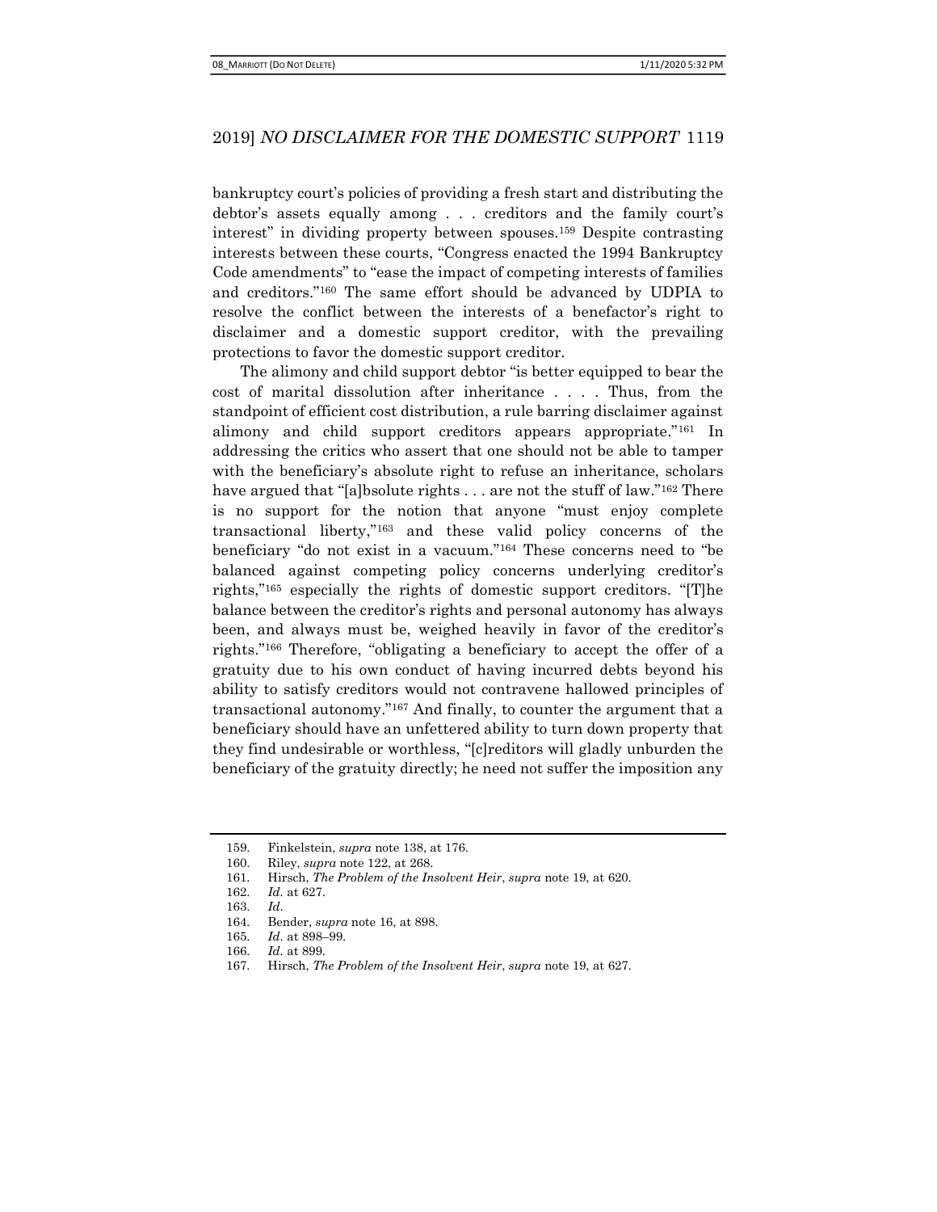bankruptcy court's policies of providing a fresh start and distributing the debtor's assets equally among . . . creditors and the family court's interest" in dividing property between spouses.[159] Despite contrasting interests between these courts, "Congress enacted the 1994 Bankruptcy Code amendments" to "ease the impact of competing interests of families and creditors."[160] The same effort should be advanced by UDPIA to resolve the conflict between the interests of a benefactor's right to disclaimer and a domestic support creditor, with the prevailing protections to favor the domestic support creditor.

The alimony and child support debtor "is better equipped to bear the cost of marital dissolution after inheritance . . . . Thus, from the standpoint of efficient cost distribution, a rule barring disclaimer against alimony and child support creditors appears appropriate."[161] In addressing the critics who assert that one should not be able to tamper with the beneficiary's absolute right to refuse an inheritance, scholars have argued that "[a]bsolute rights . . . are not the stuff of law."[162] There is no support for the notion that anyone "must enjoy complete transactional liberty,"[163] and these valid policy concerns of the beneficiary "do not exist in a vacuum."[164] These concerns need to "be balanced against competing policy concerns underlying creditor's rights,"[165] especially the rights of domestic support creditors. "[T]he balance between the creditor's rights and personal autonomy has always been, and always must be, weighed heavily in favor of the creditor's rights."[166] Therefore, "obligating a beneficiary to accept the offer of a gratuity due to his own conduct of having incurred debts beyond his ability to satisfy creditors would not contravene hallowed principles of transactional autonomy."[167] And finally, to counter the argument that a beneficiary should have an unfettered ability to turn down property that they find undesirable or worthless, "[c]reditors will gladly unburden the beneficiary of the gratuity directly; he need not suffer the imposition any

---

159. Finkelstein, *supra* note 138, at 176.
160. Riley, *supra* note 122, at 268.
161. Hirsch, *The Problem of the Insolvent Heir*, *supra* note 19, at 620.
162. *Id.* at 627.
163. *Id.*
164. Bender, *supra* note 16, at 898.
165. *Id.* at 898–99.
166. *Id.* at 899.
167. Hirsch, *The Problem of the Insolvent Heir*, *supra* note 19, at 627.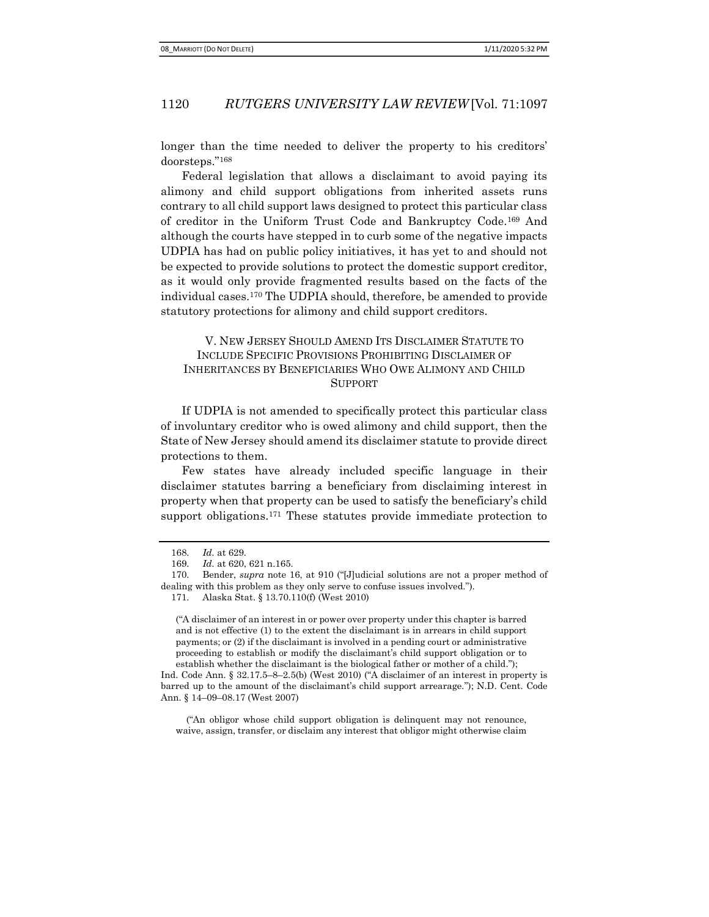longer than the time needed to deliver the property to his creditors' doorsteps."[168]

Federal legislation that allows a disclaimant to avoid paying its alimony and child support obligations from inherited assets runs contrary to all child support laws designed to protect this particular class of creditor in the Uniform Trust Code and Bankruptcy Code.[169] And although the courts have stepped in to curb some of the negative impacts UDPIA has had on public policy initiatives, it has yet to and should not be expected to provide solutions to protect the domestic support creditor, as it would only provide fragmented results based on the facts of the individual cases.[170] The UDPIA should, therefore, be amended to provide statutory protections for alimony and child support creditors.

## V. NEW JERSEY SHOULD AMEND ITS DISCLAIMER STATUTE TO INCLUDE SPECIFIC PROVISIONS PROHIBITING DISCLAIMER OF INHERITANCES BY BENEFICIARIES WHO OWE ALIMONY AND CHILD SUPPORT

If UDPIA is not amended to specifically protect this particular class of involuntary creditor who is owed alimony and child support, then the State of New Jersey should amend its disclaimer statute to provide direct protections to them.

Few states have already included specific language in their disclaimer statutes barring a beneficiary from disclaiming interest in property when that property can be used to satisfy the beneficiary's child support obligations.[171] These statutes provide immediate protection to

---

168. *Id.* at 629.

169. *Id.* at 620, 621 n.165.

170. Bender, *supra* note 16, at 910 ("[J]udicial solutions are not a proper method of dealing with this problem as they only serve to confuse issues involved.").

171. Alaska Stat. § 13.70.110(f) (West 2010)

> ("A disclaimer of an interest in or power over property under this chapter is barred and is not effective (1) to the extent the disclaimant is in arrears in child support payments; or (2) if the disclaimant is involved in a pending court or administrative proceeding to establish or modify the disclaimant's child support obligation or to establish whether the disclaimant is the biological father or mother of a child.");

Ind. Code Ann. § 32.17.5–8–2.5(b) (West 2010) ("A disclaimer of an interest in property is barred up to the amount of the disclaimant's child support arrearage."); N.D. Cent. Code Ann. § 14–09–08.17 (West 2007)

> ("An obligor whose child support obligation is delinquent may not renounce, waive, assign, transfer, or disclaim any interest that obligor might otherwise claim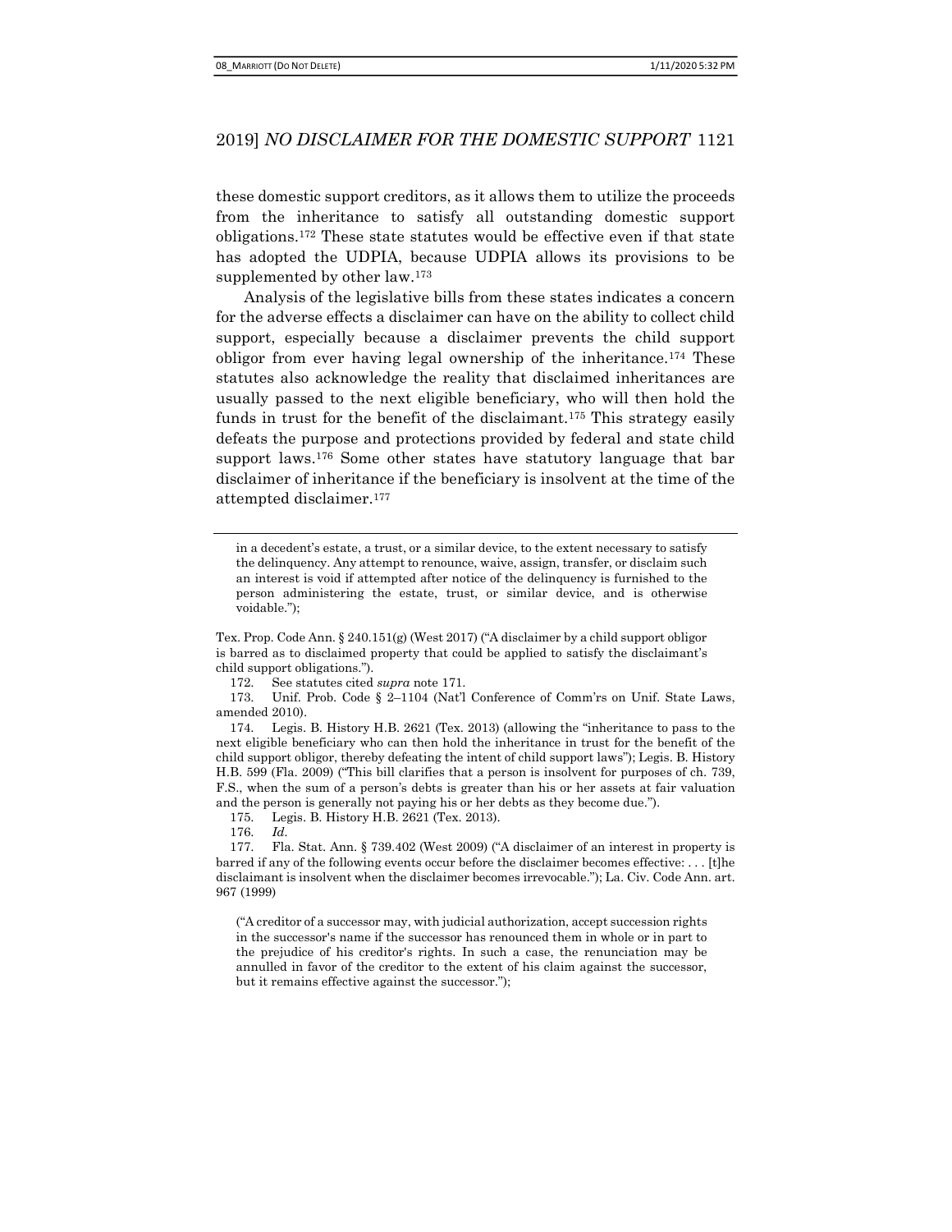these domestic support creditors, as it allows them to utilize the proceeds from the inheritance to satisfy all outstanding domestic support obligations.[172] These state statutes would be effective even if that state has adopted the UDPIA, because UDPIA allows its provisions to be supplemented by other law.[173]

Analysis of the legislative bills from these states indicates a concern for the adverse effects a disclaimer can have on the ability to collect child support, especially because a disclaimer prevents the child support obligor from ever having legal ownership of the inheritance.[174] These statutes also acknowledge the reality that disclaimed inheritances are usually passed to the next eligible beneficiary, who will then hold the funds in trust for the benefit of the disclaimant.[175] This strategy easily defeats the purpose and protections provided by federal and state child support laws.[176] Some other states have statutory language that bar disclaimer of inheritance if the beneficiary is insolvent at the time of the attempted disclaimer.[177]

---

> in a decedent's estate, a trust, or a similar device, to the extent necessary to satisfy the delinquency. Any attempt to renounce, waive, assign, transfer, or disclaim such an interest is void if attempted after notice of the delinquency is furnished to the person administering the estate, trust, or similar device, and is otherwise voidable.");

Tex. Prop. Code Ann. § 240.151(g) (West 2017) ("A disclaimer by a child support obligor is barred as to disclaimed property that could be applied to satisfy the disclaimant's child support obligations.").

172. See statutes cited *supra* note 171.

173. Unif. Prob. Code § 2–1104 (Nat'l Conference of Comm'rs on Unif. State Laws, amended 2010).

174. Legis. B. History H.B. 2621 (Tex. 2013) (allowing the "inheritance to pass to the next eligible beneficiary who can then hold the inheritance in trust for the benefit of the child support obligor, thereby defeating the intent of child support laws"); Legis. B. History H.B. 599 (Fla. 2009) ("This bill clarifies that a person is insolvent for purposes of ch. 739, F.S., when the sum of a person's debts is greater than his or her assets at fair valuation and the person is generally not paying his or her debts as they become due.").

175. Legis. B. History H.B. 2621 (Tex. 2013).

176. *Id.*

177. Fla. Stat. Ann. § 739.402 (West 2009) ("A disclaimer of an interest in property is barred if any of the following events occur before the disclaimer becomes effective: . . . [t]he disclaimant is insolvent when the disclaimer becomes irrevocable."); La. Civ. Code Ann. art. 967 (1999)

> ("A creditor of a successor may, with judicial authorization, accept succession rights in the successor's name if the successor has renounced them in whole or in part to the prejudice of his creditor's rights. In such a case, the renunciation may be annulled in favor of the creditor to the extent of his claim against the successor, but it remains effective against the successor.");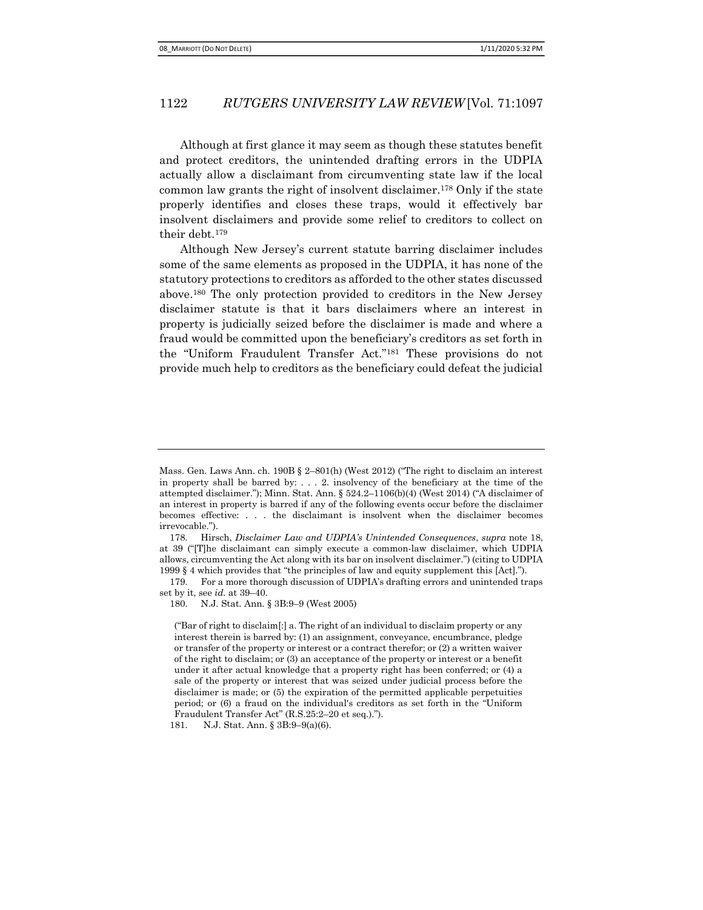Although at first glance it may seem as though these statutes benefit and protect creditors, the unintended drafting errors in the UDPIA actually allow a disclaimant from circumventing state law if the local common law grants the right of insolvent disclaimer.[178] Only if the state properly identifies and closes these traps, would it effectively bar insolvent disclaimers and provide some relief to creditors to collect on their debt.[179]

Although New Jersey's current statute barring disclaimer includes some of the same elements as proposed in the UDPIA, it has none of the statutory protections to creditors as afforded to the other states discussed above.[180] The only protection provided to creditors in the New Jersey disclaimer statute is that it bars disclaimers where an interest in property is judicially seized before the disclaimer is made and where a fraud would be committed upon the beneficiary's creditors as set forth in the "Uniform Fraudulent Transfer Act."[181] These provisions do not provide much help to creditors as the beneficiary could defeat the judicial

---

Mass. Gen. Laws Ann. ch. 190B § 2–801(h) (West 2012) ("The right to disclaim an interest in property shall be barred by: . . . 2. insolvency of the beneficiary at the time of the attempted disclaimer."); Minn. Stat. Ann. § 524.2–1106(b)(4) (West 2014) ("A disclaimer of an interest in property is barred if any of the following events occur before the disclaimer becomes effective: . . . the disclaimant is insolvent when the disclaimer becomes irrevocable.").

178. Hirsch, *Disclaimer Law and UDPIA's Unintended Consequences*, *supra* note 18, at 39 ("[T]he disclaimant can simply execute a common-law disclaimer, which UDPIA allows, circumventing the Act along with its bar on insolvent disclaimer.") (citing to UDPIA 1999 § 4 which provides that "the principles of law and equity supplement this [Act].").

179. For a more thorough discussion of UDPIA's drafting errors and unintended traps set by it, see *id.* at 39–40.

180. N.J. Stat. Ann. § 3B:9–9 (West 2005)

> ("Bar of right to disclaim[:] a. The right of an individual to disclaim property or any interest therein is barred by: (1) an assignment, conveyance, encumbrance, pledge or transfer of the property or interest or a contract therefor; or (2) a written waiver of the right to disclaim; or (3) an acceptance of the property or interest or a benefit under it after actual knowledge that a property right has been conferred; or (4) a sale of the property or interest that was seized under judicial process before the disclaimer is made; or (5) the expiration of the permitted applicable perpetuities period; or (6) a fraud on the individual's creditors as set forth in the "Uniform Fraudulent Transfer Act" (R.S.25:2–20 et seq.).").

181. N.J. Stat. Ann. § 3B:9–9(a)(6).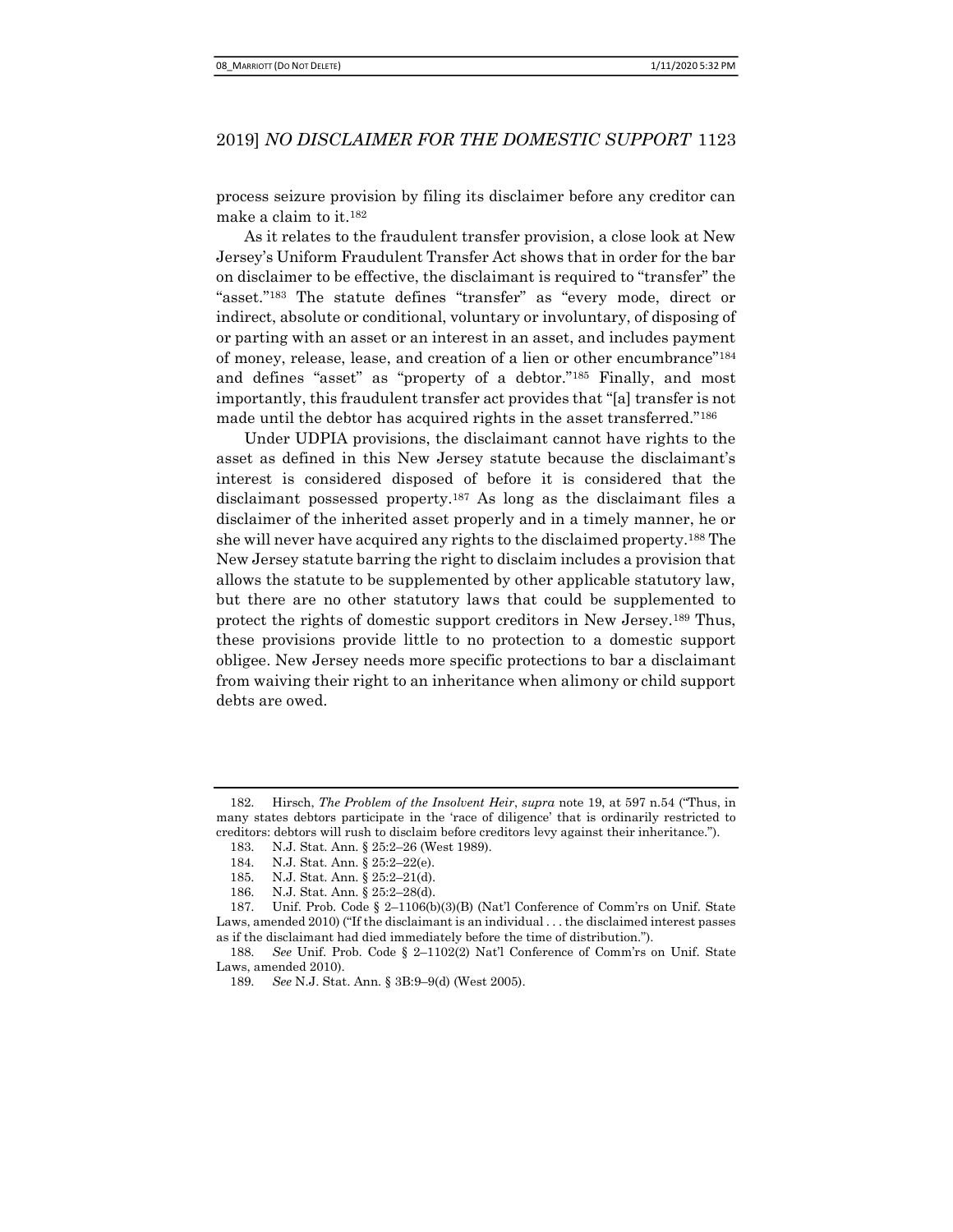process seizure provision by filing its disclaimer before any creditor can make a claim to it.[182]

As it relates to the fraudulent transfer provision, a close look at New Jersey's Uniform Fraudulent Transfer Act shows that in order for the bar on disclaimer to be effective, the disclaimant is required to "transfer" the "asset."[183] The statute defines "transfer" as "every mode, direct or indirect, absolute or conditional, voluntary or involuntary, of disposing of or parting with an asset or an interest in an asset, and includes payment of money, release, lease, and creation of a lien or other encumbrance"[184] and defines "asset" as "property of a debtor."[185] Finally, and most importantly, this fraudulent transfer act provides that "[a] transfer is not made until the debtor has acquired rights in the asset transferred."[186]

Under UDPIA provisions, the disclaimant cannot have rights to the asset as defined in this New Jersey statute because the disclaimant's interest is considered disposed of before it is considered that the disclaimant possessed property.[187] As long as the disclaimant files a disclaimer of the inherited asset properly and in a timely manner, he or she will never have acquired any rights to the disclaimed property.[188] The New Jersey statute barring the right to disclaim includes a provision that allows the statute to be supplemented by other applicable statutory law, but there are no other statutory laws that could be supplemented to protect the rights of domestic support creditors in New Jersey.[189] Thus, these provisions provide little to no protection to a domestic support obligee. New Jersey needs more specific protections to bar a disclaimant from waiving their right to an inheritance when alimony or child support debts are owed.

---

182. Hirsch, *The Problem of the Insolvent Heir*, *supra* note 19, at 597 n.54 ("Thus, in many states debtors participate in the 'race of diligence' that is ordinarily restricted to creditors: debtors will rush to disclaim before creditors levy against their inheritance.").

183. N.J. Stat. Ann. § 25:2–26 (West 1989).

184. N.J. Stat. Ann. § 25:2–22(e).

185. N.J. Stat. Ann. § 25:2–21(d).

186. N.J. Stat. Ann. § 25:2–28(d).

187. Unif. Prob. Code § 2–1106(b)(3)(B) (Nat'l Conference of Comm'rs on Unif. State Laws, amended 2010) ("If the disclaimant is an individual . . . the disclaimed interest passes as if the disclaimant had died immediately before the time of distribution.").

188. *See* Unif. Prob. Code § 2–1102(2) Nat'l Conference of Comm'rs on Unif. State Laws, amended 2010).

189. *See* N.J. Stat. Ann. § 3B:9–9(d) (West 2005).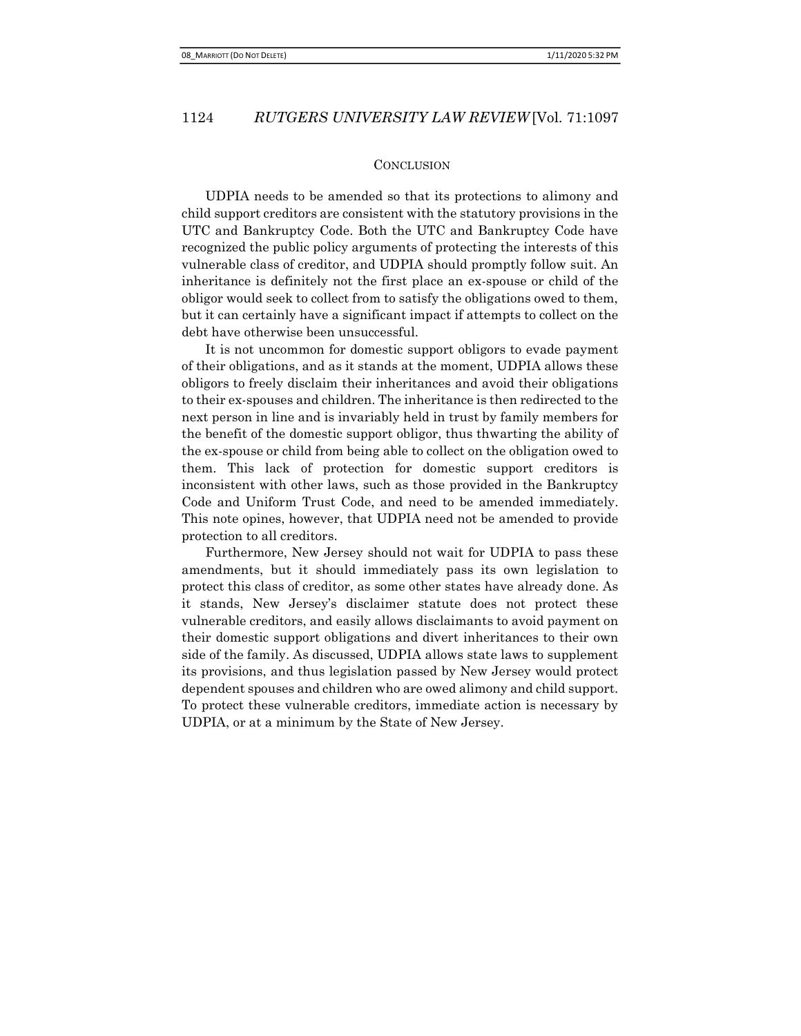## CONCLUSION

UDPIA needs to be amended so that its protections to alimony and child support creditors are consistent with the statutory provisions in the UTC and Bankruptcy Code. Both the UTC and Bankruptcy Code have recognized the public policy arguments of protecting the interests of this vulnerable class of creditor, and UDPIA should promptly follow suit. An inheritance is definitely not the first place an ex-spouse or child of the obligor would seek to collect from to satisfy the obligations owed to them, but it can certainly have a significant impact if attempts to collect on the debt have otherwise been unsuccessful.

It is not uncommon for domestic support obligors to evade payment of their obligations, and as it stands at the moment, UDPIA allows these obligors to freely disclaim their inheritances and avoid their obligations to their ex-spouses and children. The inheritance is then redirected to the next person in line and is invariably held in trust by family members for the benefit of the domestic support obligor, thus thwarting the ability of the ex-spouse or child from being able to collect on the obligation owed to them. This lack of protection for domestic support creditors is inconsistent with other laws, such as those provided in the Bankruptcy Code and Uniform Trust Code, and need to be amended immediately. This note opines, however, that UDPIA need not be amended to provide protection to all creditors.

Furthermore, New Jersey should not wait for UDPIA to pass these amendments, but it should immediately pass its own legislation to protect this class of creditor, as some other states have already done. As it stands, New Jersey's disclaimer statute does not protect these vulnerable creditors, and easily allows disclaimants to avoid payment on their domestic support obligations and divert inheritances to their own side of the family. As discussed, UDPIA allows state laws to supplement its provisions, and thus legislation passed by New Jersey would protect dependent spouses and children who are owed alimony and child support. To protect these vulnerable creditors, immediate action is necessary by UDPIA, or at a minimum by the State of New Jersey.